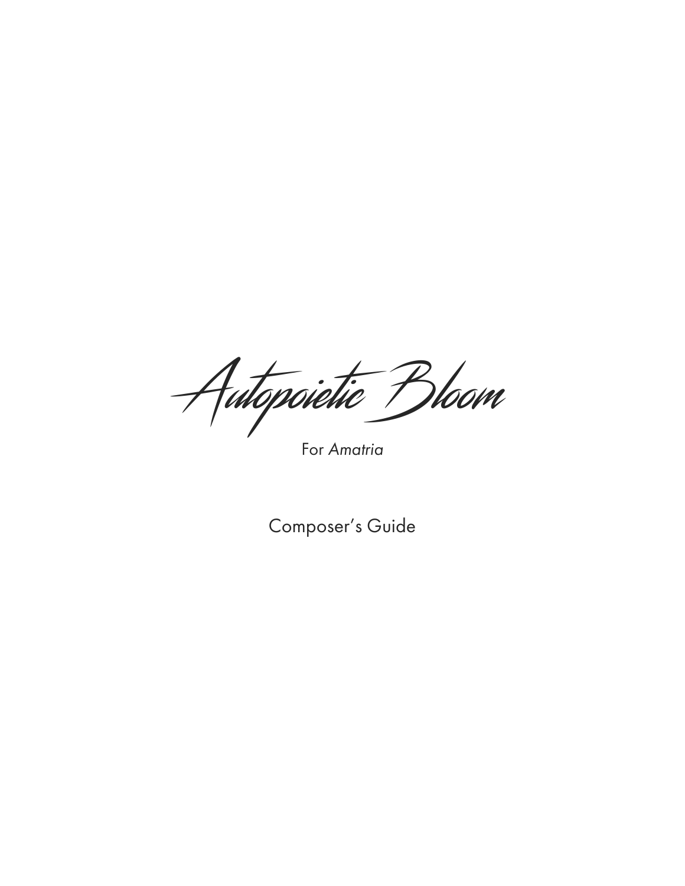# Autopoietic Bloom

For *Amatria*

Composer's Guide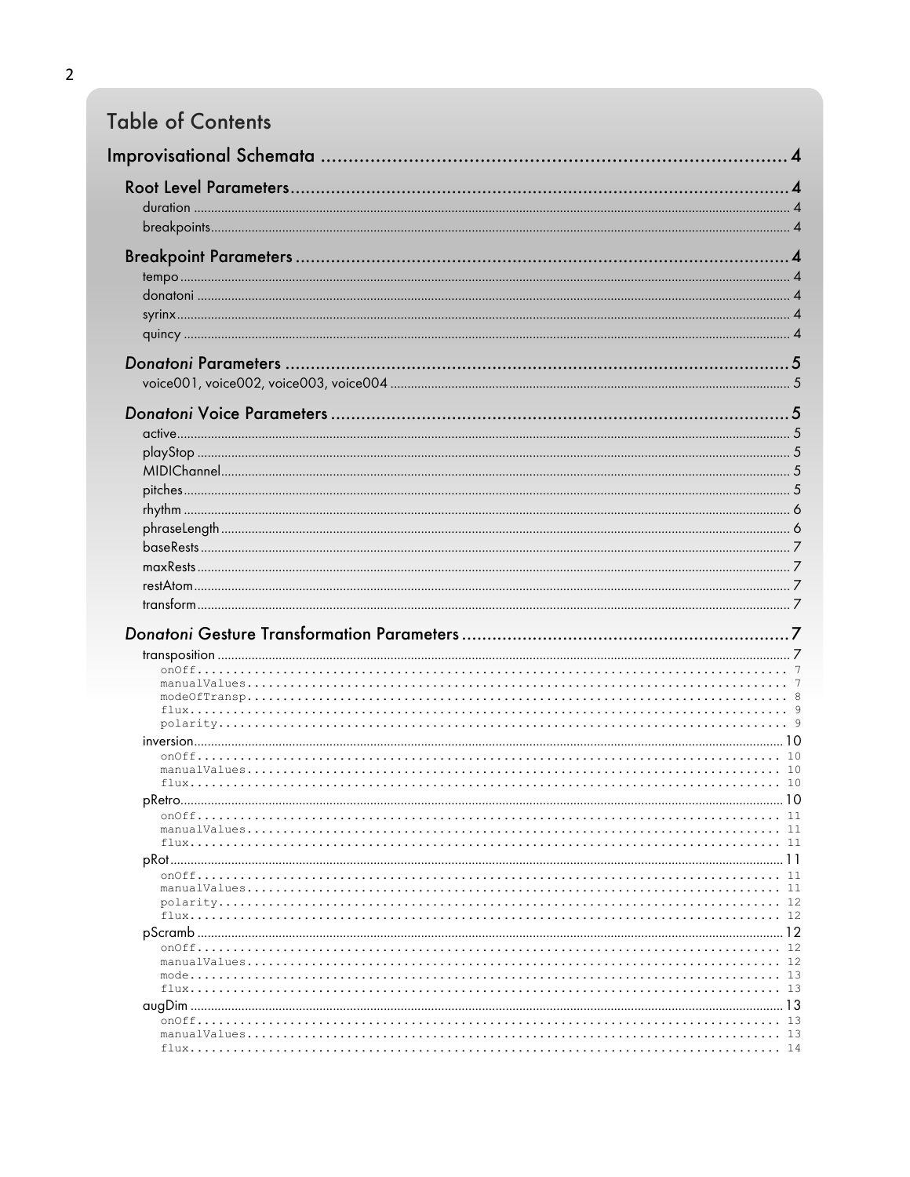# Table of Contents

Improvisational Schemata ..... 4

- Root Level Parameters ..... 4
  - duration ..... 4
  - breakpoints ..... 4
- Breakpoint Parameters ..... 4
  - tempo ..... 4
  - donatoni ..... 4
  - syrinx ..... 4
  - quincy ..... 4
- *Donatoni* Parameters ..... 5
  - voice001, voice002, voice003, voice004 ..... 5
- *Donatoni* Voice Parameters ..... 5
  - active ..... 5
  - playStop ..... 5
  - MIDIChannel ..... 5
  - pitches ..... 5
  - rhythm ..... 6
  - phraseLength ..... 6
  - baseRests ..... 7
  - maxRests ..... 7
  - restAtom ..... 7
  - transform ..... 7
- *Donatoni* Gesture Transformation Parameters ..... 7
  - transposition ..... 7
    - `onOff` ..... 7
    - `manualValues` ..... 7
    - `modeOfTransp` ..... 8
    - `flux` ..... 9
    - `polarity` ..... 9
  - inversion ..... 10
    - `onOff` ..... 10
    - `manualValues` ..... 10
    - `flux` ..... 10
  - pRetro ..... 10
    - `onOff` ..... 11
    - `manualValues` ..... 11
    - `flux` ..... 11
  - pRot ..... 11
    - `onOff` ..... 11
    - `manualValues` ..... 11
    - `polarity` ..... 12
    - `flux` ..... 12
  - pScramb ..... 12
    - `onOff` ..... 12
    - `manualValues` ..... 12
    - `mode` ..... 13
    - `flux` ..... 13
  - augDim ..... 13
    - `onOff` ..... 13
    - `manualValues` ..... 13
    - `flux` ..... 14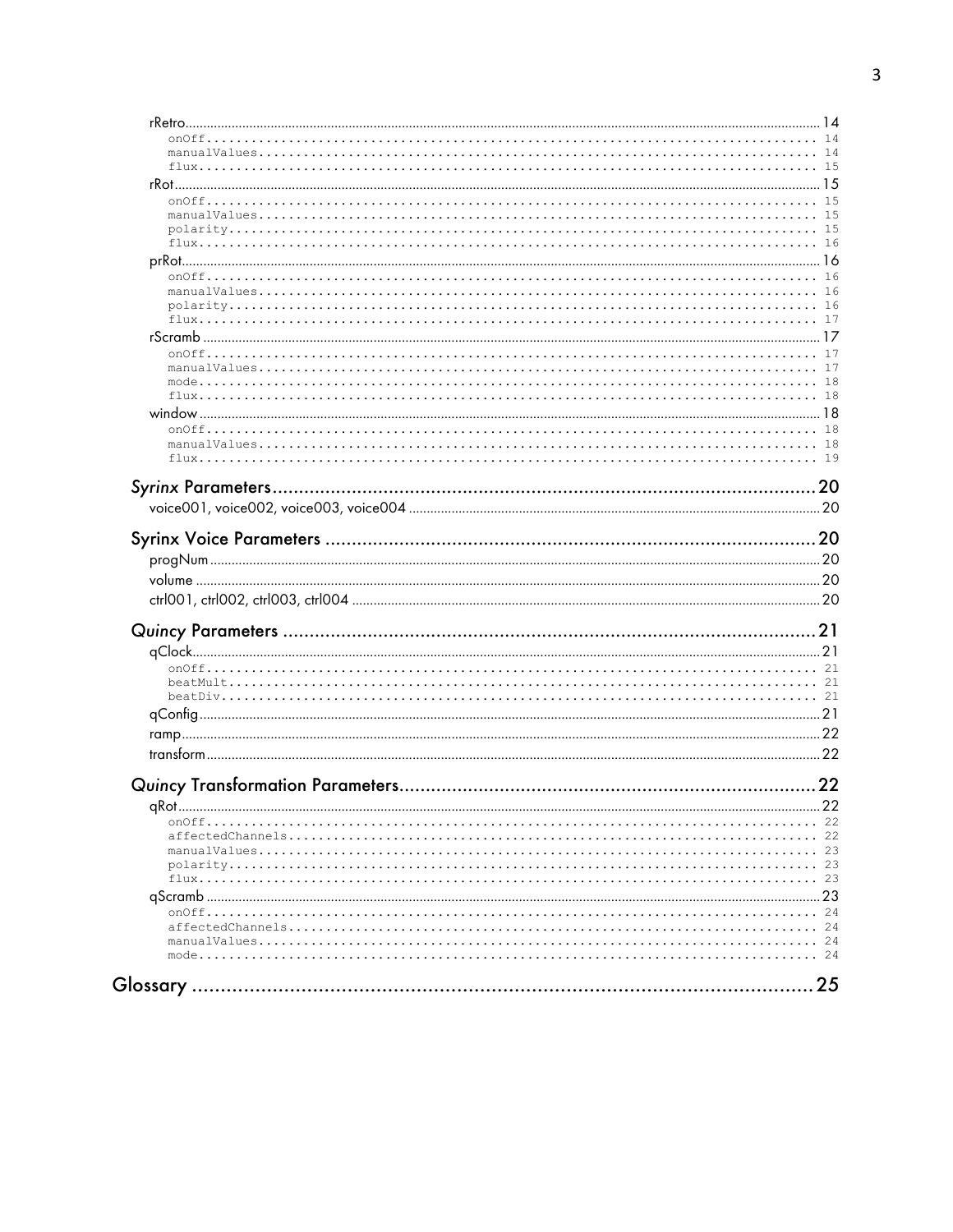- rRetro ... 14
  - onOff ... 14
  - manualValues ... 14
  - flux ... 15
- rRot ... 15
  - onOff ... 15
  - manualValues ... 15
  - polarity ... 15
  - flux ... 16
- prRot ... 16
  - onOff ... 16
  - manualValues ... 16
  - polarity ... 16
  - flux ... 17
- rScramb ... 17
  - onOff ... 17
  - manualValues ... 17
  - mode ... 18
  - flux ... 18
- window ... 18
  - onOff ... 18
  - manualValues ... 18
  - flux ... 19

*Syrinx* Parameters ... 20

- voice001, voice002, voice003, voice004 ... 20

Syrinx Voice Parameters ... 20

- progNum ... 20
- volume ... 20
- ctrl001, ctrl002, ctrl003, ctrl004 ... 20

*Quincy* Parameters ... 21

- qClock ... 21
  - onOff ... 21
  - beatMult ... 21
  - beatDiv ... 21
- qConfig ... 21
- ramp ... 22
- transform ... 22

*Quincy* Transformation Parameters ... 22

- qRot ... 22
  - onOff ... 22
  - affectedChannels ... 22
  - manualValues ... 23
  - polarity ... 23
  - flux ... 23
- qScramb ... 23
  - onOff ... 24
  - affectedChannels ... 24
  - manualValues ... 24
  - mode ... 24

Glossary ... 25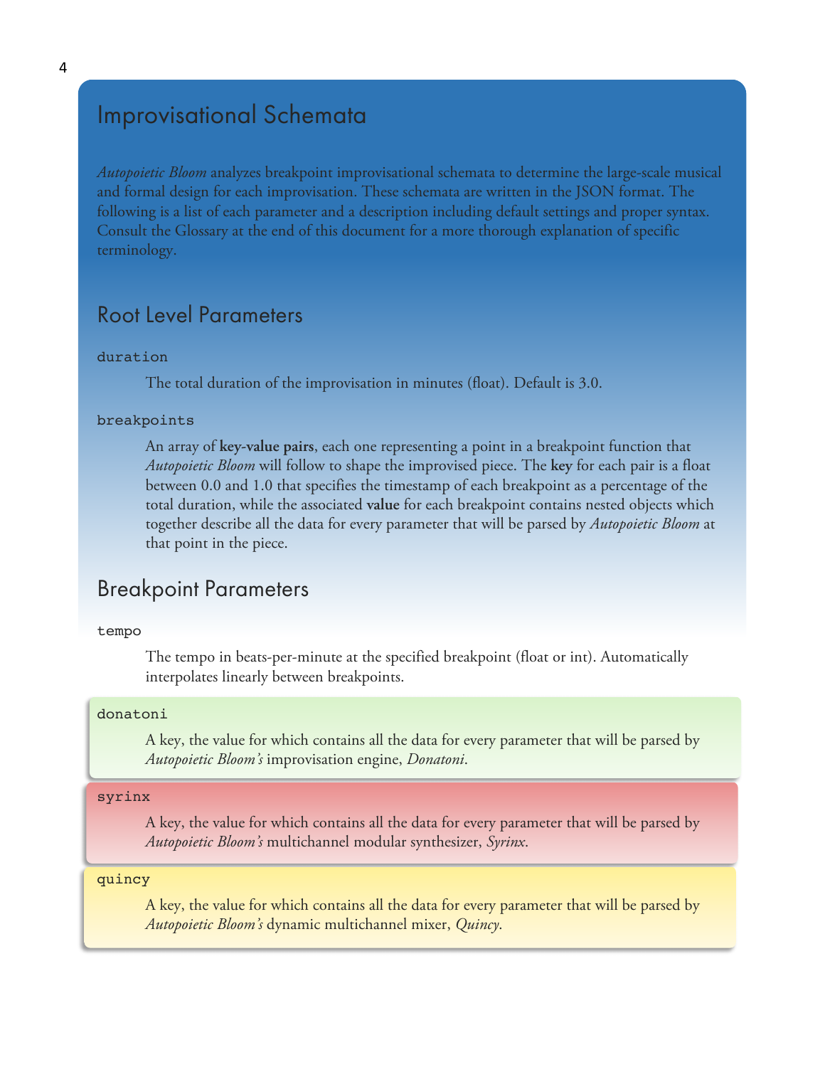# Improvisational Schemata

*Autopoietic Bloom* analyzes breakpoint improvisational schemata to determine the large-scale musical and formal design for each improvisation. These schemata are written in the JSON format. The following is a list of each parameter and a description including default settings and proper syntax. Consult the Glossary at the end of this document for a more thorough explanation of specific terminology.

## Root Level Parameters

`duration`

The total duration of the improvisation in minutes (float). Default is 3.0.

`breakpoints`

An array of **key-value pairs**, each one representing a point in a breakpoint function that *Autopoietic Bloom* will follow to shape the improvised piece. The **key** for each pair is a float between 0.0 and 1.0 that specifies the timestamp of each breakpoint as a percentage of the total duration, while the associated **value** for each breakpoint contains nested objects which together describe all the data for every parameter that will be parsed by *Autopoietic Bloom* at that point in the piece.

## Breakpoint Parameters

`tempo`

The tempo in beats-per-minute at the specified breakpoint (float or int). Automatically interpolates linearly between breakpoints.

`donatoni`

A key, the value for which contains all the data for every parameter that will be parsed by *Autopoietic Bloom's* improvisation engine, *Donatoni*.

`syrinx`

A key, the value for which contains all the data for every parameter that will be parsed by *Autopoietic Bloom's* multichannel modular synthesizer, *Syrinx*.

`quincy`

A key, the value for which contains all the data for every parameter that will be parsed by *Autopoietic Bloom's* dynamic multichannel mixer, *Quincy*.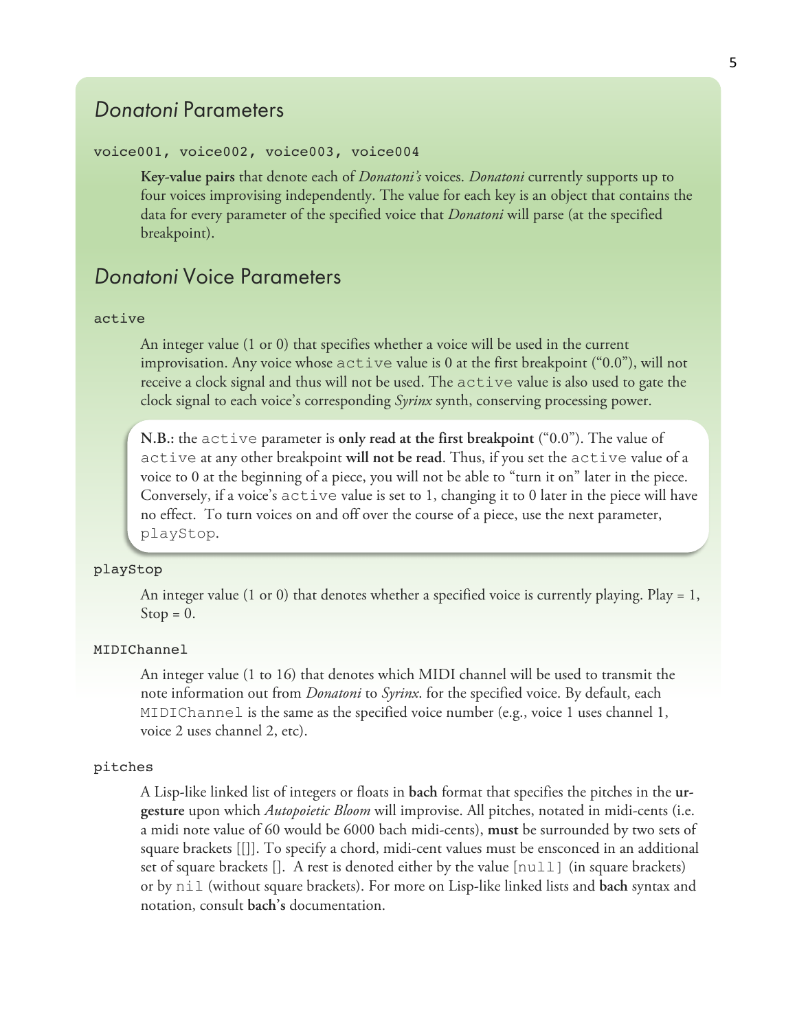## *Donatoni* Parameters

`voice001, voice002, voice003, voice004`

> **Key-value pairs** that denote each of *Donatoni's* voices. *Donatoni* currently supports up to four voices improvising independently. The value for each key is an object that contains the data for every parameter of the specified voice that *Donatoni* will parse (at the specified breakpoint).

## *Donatoni* Voice Parameters

`active`

> An integer value (1 or 0) that specifies whether a voice will be used in the current improvisation. Any voice whose `active` value is 0 at the first breakpoint ("0.0"), will not receive a clock signal and thus will not be used. The `active` value is also used to gate the clock signal to each voice's corresponding *Syrinx* synth, conserving processing power.

> **N.B.:** the `active` parameter is **only read at the first breakpoint** ("0.0"). The value of `active` at any other breakpoint **will not be read.** Thus, if you set the `active` value of a voice to 0 at the beginning of a piece, you will not be able to "turn it on" later in the piece. Conversely, if a voice's `active` value is set to 1, changing it to 0 later in the piece will have no effect. To turn voices on and off over the course of a piece, use the next parameter, `playStop`.

`playStop`

> An integer value (1 or 0) that denotes whether a specified voice is currently playing. Play = 1, Stop = 0.

`MIDIChannel`

> An integer value (1 to 16) that denotes which MIDI channel will be used to transmit the note information out from *Donatoni* to *Syrinx*. for the specified voice. By default, each `MIDIChannel` is the same as the specified voice number (e.g., voice 1 uses channel 1, voice 2 uses channel 2, etc).

`pitches`

> A Lisp-like linked list of integers or floats in **bach** format that specifies the pitches in the **ur-gesture** upon which *Autopoietic Bloom* will improvise. All pitches, notated in midi-cents (i.e. a midi note value of 60 would be 6000 bach midi-cents), **must** be surrounded by two sets of square brackets [[]]. To specify a chord, midi-cent values must be ensconced in an additional set of square brackets []. A rest is denoted either by the value `[null]` (in square brackets) or by `nil` (without square brackets). For more on Lisp-like linked lists and **bach** syntax and notation, consult **bach's** documentation.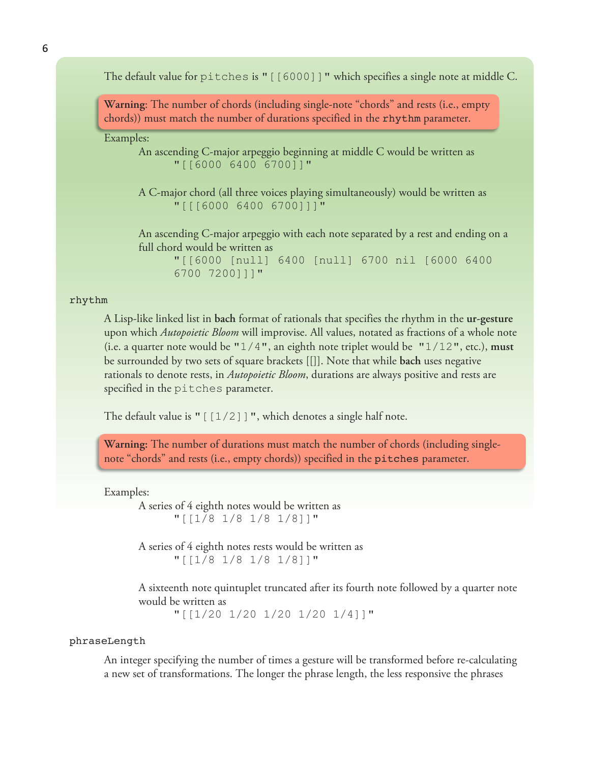The default value for `pitches` is "[[6000]]" which specifies a single note at middle C.

> **Warning**: The number of chords (including single-note "chords" and rests (i.e., empty chords)) must match the number of durations specified in the `rhythm` parameter.

Examples:

An ascending C-major arpeggio beginning at middle C would be written as

```
"[[6000 6400 6700]]"
```

A C-major chord (all three voices playing simultaneously) would be written as

```
"[[[6000 6400 6700]]]"
```

An ascending C-major arpeggio with each note separated by a rest and ending on a full chord would be written as

```
"[[6000 [null] 6400 [null] 6700 nil [6000 6400 6700 7200]]]"
```

`rhythm`

A Lisp-like linked list in **bach** format of rationals that specifies the rhythm in the **ur-gesture** upon which *Autopoietic Bloom* will improvise. All values, notated as fractions of a whole note (i.e. a quarter note would be "1/4", an eighth note triplet would be "1/12", etc.), **must** be surrounded by two sets of square brackets [[]]. Note that while **bach** uses negative rationals to denote rests, in *Autopoietic Bloom*, durations are always positive and rests are specified in the `pitches` parameter.

The default value is "[[1/2]]", which denotes a single half note.

> **Warning:** The number of durations must match the number of chords (including single-note "chords" and rests (i.e., empty chords)) specified in the `pitches` parameter.

Examples:

A series of 4 eighth notes would be written as

```
"[[1/8 1/8 1/8 1/8]]"
```

A series of 4 eighth notes rests would be written as

```
"[[1/8 1/8 1/8 1/8]]"
```

A sixteenth note quintuplet truncated after its fourth note followed by a quarter note would be written as

```
"[[1/20 1/20 1/20 1/20 1/4]]"
```

`phraseLength`

An integer specifying the number of times a gesture will be transformed before re-calculating a new set of transformations. The longer the phrase length, the less responsive the phrases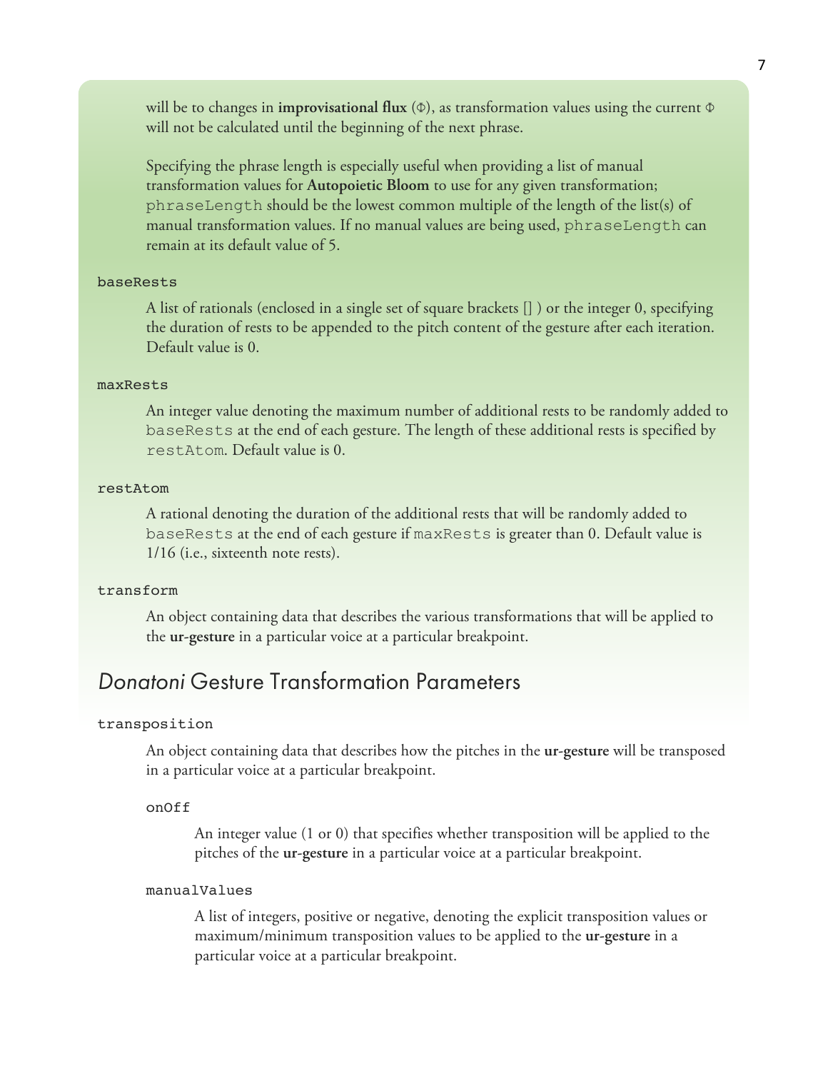will be to changes in **improvisational flux** (Φ), as transformation values using the current Φ will not be calculated until the beginning of the next phrase.

Specifying the phrase length is especially useful when providing a list of manual transformation values for **Autopoietic Bloom** to use for any given transformation; `phraseLength` should be the lowest common multiple of the length of the list(s) of manual transformation values. If no manual values are being used, `phraseLength` can remain at its default value of 5.

`baseRests`

A list of rationals (enclosed in a single set of square brackets [] ) or the integer 0, specifying the duration of rests to be appended to the pitch content of the gesture after each iteration. Default value is 0.

`maxRests`

An integer value denoting the maximum number of additional rests to be randomly added to `baseRests` at the end of each gesture. The length of these additional rests is specified by `restAtom`. Default value is 0.

`restAtom`

A rational denoting the duration of the additional rests that will be randomly added to `baseRests` at the end of each gesture if `maxRests` is greater than 0. Default value is 1/16 (i.e., sixteenth note rests).

`transform`

An object containing data that describes the various transformations that will be applied to the **ur-gesture** in a particular voice at a particular breakpoint.

## *Donatoni* Gesture Transformation Parameters

`transposition`

An object containing data that describes how the pitches in the **ur-gesture** will be transposed in a particular voice at a particular breakpoint.

`onOff`

An integer value (1 or 0) that specifies whether transposition will be applied to the pitches of the **ur-gesture** in a particular voice at a particular breakpoint.

`manualValues`

A list of integers, positive or negative, denoting the explicit transposition values or maximum/minimum transposition values to be applied to the **ur-gesture** in a particular voice at a particular breakpoint.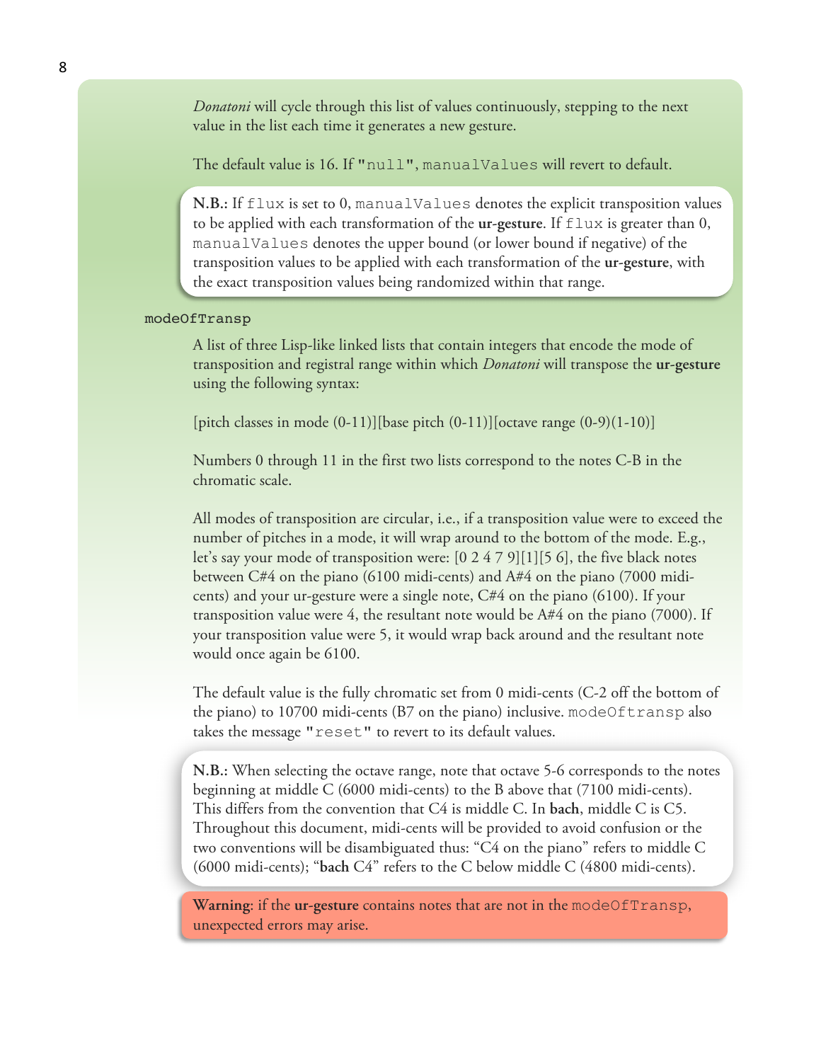*Donatoni* will cycle through this list of values continuously, stepping to the next value in the list each time it generates a new gesture.

The default value is 16. If `"null"`, `manualValues` will revert to default.

> **N.B.:** If `flux` is set to 0, `manualValues` denotes the explicit transposition values to be applied with each transformation of the **ur-gesture**. If `flux` is greater than 0, `manualValues` denotes the upper bound (or lower bound if negative) of the transposition values to be applied with each transformation of the **ur-gesture**, with the exact transposition values being randomized within that range.

`modeOfTransp`

A list of three Lisp-like linked lists that contain integers that encode the mode of transposition and registral range within which *Donatoni* will transpose the **ur-gesture** using the following syntax:

[pitch classes in mode (0-11)][base pitch (0-11)][octave range (0-9)(1-10)]

Numbers 0 through 11 in the first two lists correspond to the notes C-B in the chromatic scale.

All modes of transposition are circular, i.e., if a transposition value were to exceed the number of pitches in a mode, it will wrap around to the bottom of the mode. E.g., let's say your mode of transposition were: [0 2 4 7 9][1][5 6], the five black notes between C#4 on the piano (6100 midi-cents) and A#4 on the piano (7000 midi-cents) and your ur-gesture were a single note, C#4 on the piano (6100). If your transposition value were 4, the resultant note would be A#4 on the piano (7000). If your transposition value were 5, it would wrap back around and the resultant note would once again be 6100.

The default value is the fully chromatic set from 0 midi-cents (C-2 off the bottom of the piano) to 10700 midi-cents (B7 on the piano) inclusive. `modeOftransp` also takes the message `"reset"` to revert to its default values.

> **N.B.:** When selecting the octave range, note that octave 5-6 corresponds to the notes beginning at middle C (6000 midi-cents) to the B above that (7100 midi-cents). This differs from the convention that C4 is middle C. In **bach**, middle C is C5. Throughout this document, midi-cents will be provided to avoid confusion or the two conventions will be disambiguated thus: "C4 on the piano" refers to middle C (6000 midi-cents); "**bach** C4" refers to the C below middle C (4800 midi-cents).

> **Warning**: if the **ur-gesture** contains notes that are not in the `modeOfTransp`, unexpected errors may arise.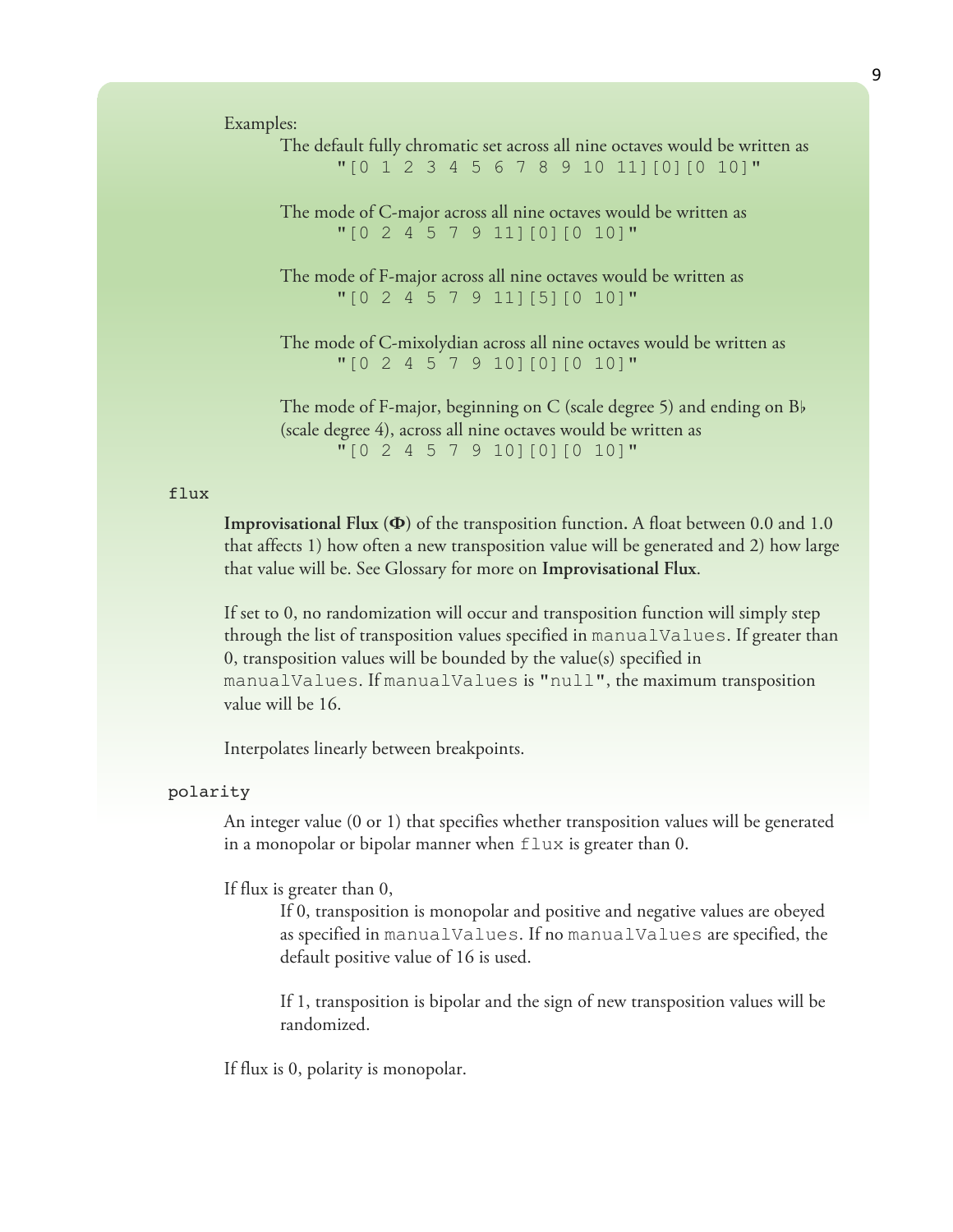Examples:

The default fully chromatic set across all nine octaves would be written as
`"[0 1 2 3 4 5 6 7 8 9 10 11][0][0 10]"`

The mode of C-major across all nine octaves would be written as
`"[0 2 4 5 7 9 11][0][0 10]"`

The mode of F-major across all nine octaves would be written as
`"[0 2 4 5 7 9 11][5][0 10]"`

The mode of C-mixolydian across all nine octaves would be written as
`"[0 2 4 5 7 9 10][0][0 10]"`

The mode of F-major, beginning on C (scale degree 5) and ending on B♭ (scale degree 4), across all nine octaves would be written as
`"[0 2 4 5 7 9 10][0][0 10]"`

`flux`

**Improvisational Flux** (**Φ**) of the transposition function. A float between 0.0 and 1.0 that affects 1) how often a new transposition value will be generated and 2) how large that value will be. See Glossary for more on **Improvisational Flux**.

If set to 0, no randomization will occur and transposition function will simply step through the list of transposition values specified in `manualValues`. If greater than 0, transposition values will be bounded by the value(s) specified in `manualValues`. If `manualValues` is `"null"`, the maximum transposition value will be 16.

Interpolates linearly between breakpoints.

`polarity`

An integer value (0 or 1) that specifies whether transposition values will be generated in a monopolar or bipolar manner when `flux` is greater than 0.

If flux is greater than 0,

If 0, transposition is monopolar and positive and negative values are obeyed as specified in `manualValues`. If no `manualValues` are specified, the default positive value of 16 is used.

If 1, transposition is bipolar and the sign of new transposition values will be randomized.

If flux is 0, polarity is monopolar.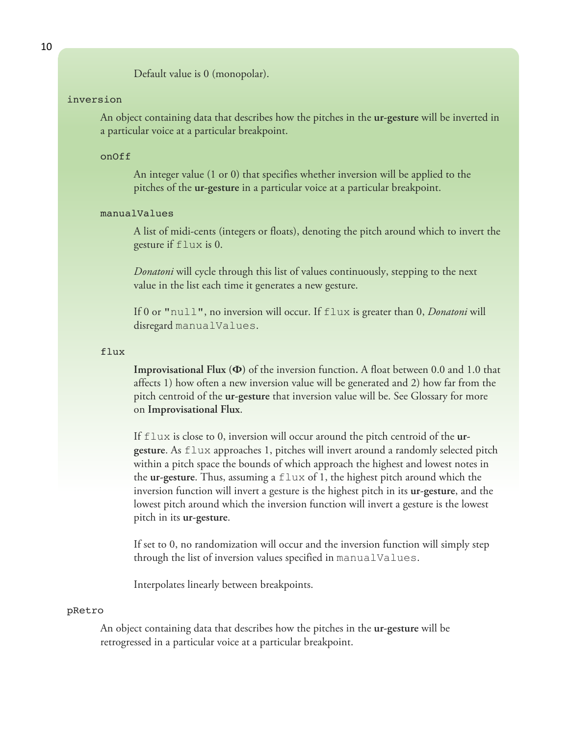Default value is 0 (monopolar).

`inversion`

An object containing data that describes how the pitches in the **ur-gesture** will be inverted in a particular voice at a particular breakpoint.

`onOff`

An integer value (1 or 0) that specifies whether inversion will be applied to the pitches of the **ur-gesture** in a particular voice at a particular breakpoint.

`manualValues`

A list of midi-cents (integers or floats), denoting the pitch around which to invert the gesture if `flux` is 0.

*Donatoni* will cycle through this list of values continuously, stepping to the next value in the list each time it generates a new gesture.

If 0 or `"null"`, no inversion will occur. If `flux` is greater than 0, *Donatoni* will disregard `manualValues`.

`flux`

**Improvisational Flux (Φ)** of the inversion function**.** A float between 0.0 and 1.0 that affects 1) how often a new inversion value will be generated and 2) how far from the pitch centroid of the **ur-gesture** that inversion value will be. See Glossary for more on **Improvisational Flux**.

If `flux` is close to 0, inversion will occur around the pitch centroid of the **ur-gesture**. As `flux` approaches 1, pitches will invert around a randomly selected pitch within a pitch space the bounds of which approach the highest and lowest notes in the **ur-gesture**. Thus, assuming a `flux` of 1, the highest pitch around which the inversion function will invert a gesture is the highest pitch in its **ur-gesture**, and the lowest pitch around which the inversion function will invert a gesture is the lowest pitch in its **ur-gesture**.

If set to 0, no randomization will occur and the inversion function will simply step through the list of inversion values specified in `manualValues`.

Interpolates linearly between breakpoints.

`pRetro`

An object containing data that describes how the pitches in the **ur-gesture** will be retrogressed in a particular voice at a particular breakpoint.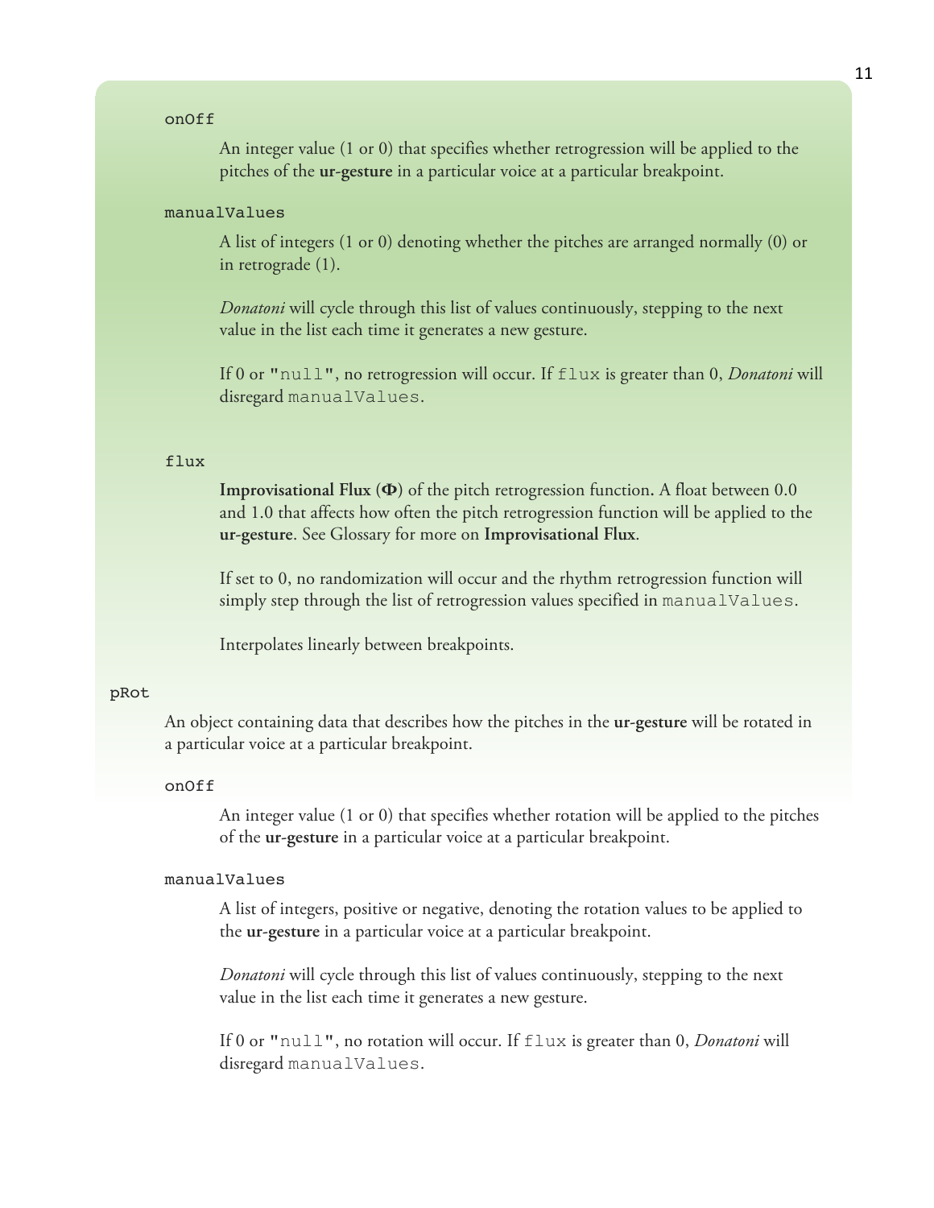`onOff`

An integer value (1 or 0) that specifies whether retrogression will be applied to the pitches of the **ur-gesture** in a particular voice at a particular breakpoint.

`manualValues`

A list of integers (1 or 0) denoting whether the pitches are arranged normally (0) or in retrograde (1).

*Donatoni* will cycle through this list of values continuously, stepping to the next value in the list each time it generates a new gesture.

If 0 or `"null"`, no retrogression will occur. If `flux` is greater than 0, *Donatoni* will disregard `manualValues`.

`flux`

**Improvisational Flux (Φ)** of the pitch retrogression function. A float between 0.0 and 1.0 that affects how often the pitch retrogression function will be applied to the **ur-gesture**. See Glossary for more on **Improvisational Flux**.

If set to 0, no randomization will occur and the rhythm retrogression function will simply step through the list of retrogression values specified in `manualValues`.

Interpolates linearly between breakpoints.

`pRot`

An object containing data that describes how the pitches in the **ur-gesture** will be rotated in a particular voice at a particular breakpoint.

`onOff`

An integer value (1 or 0) that specifies whether rotation will be applied to the pitches of the **ur-gesture** in a particular voice at a particular breakpoint.

`manualValues`

A list of integers, positive or negative, denoting the rotation values to be applied to the **ur-gesture** in a particular voice at a particular breakpoint.

*Donatoni* will cycle through this list of values continuously, stepping to the next value in the list each time it generates a new gesture.

If 0 or `"null"`, no rotation will occur. If `flux` is greater than 0, *Donatoni* will disregard `manualValues`.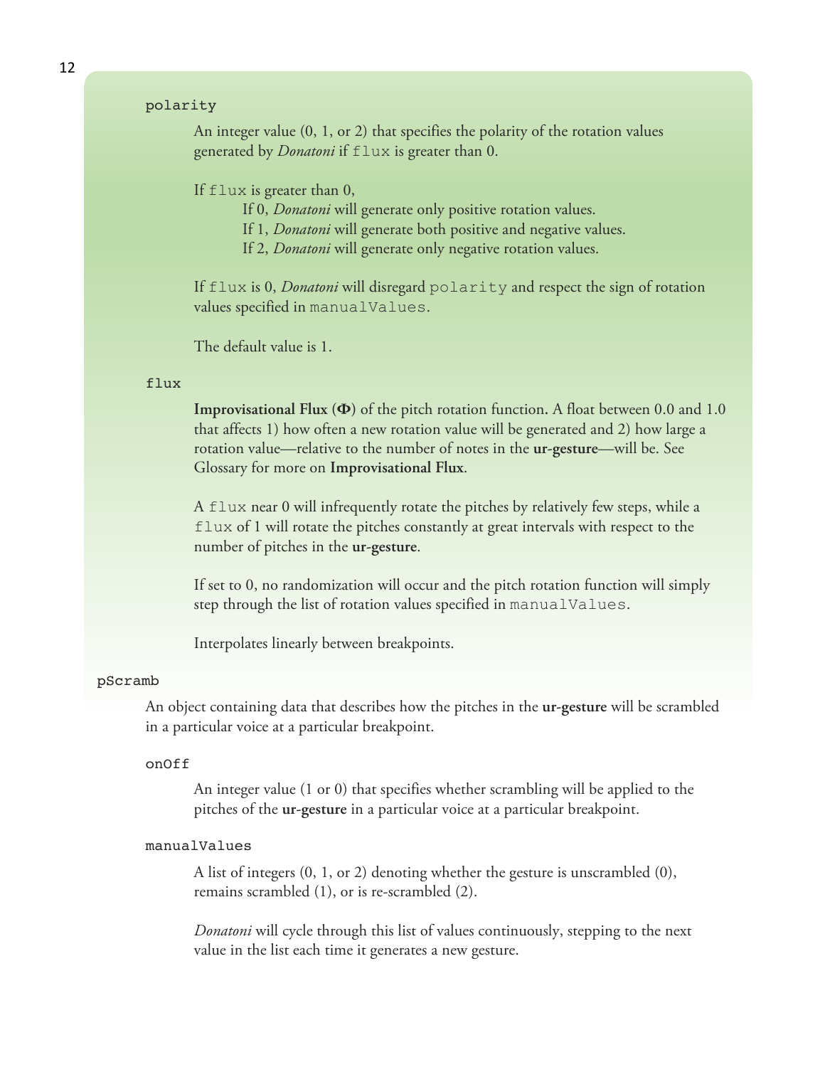`polarity`

An integer value (0, 1, or 2) that specifies the polarity of the rotation values generated by *Donatoni* if `flux` is greater than 0.

If `flux` is greater than 0,

- If 0, *Donatoni* will generate only positive rotation values.
- If 1, *Donatoni* will generate both positive and negative values.
- If 2, *Donatoni* will generate only negative rotation values.

If `flux` is 0, *Donatoni* will disregard `polarity` and respect the sign of rotation values specified in `manualValues`.

The default value is 1.

`flux`

**Improvisational Flux (Φ)** of the pitch rotation function. A float between 0.0 and 1.0 that affects 1) how often a new rotation value will be generated and 2) how large a rotation value—relative to the number of notes in the **ur-gesture**—will be. See Glossary for more on **Improvisational Flux**.

A `flux` near 0 will infrequently rotate the pitches by relatively few steps, while a `flux` of 1 will rotate the pitches constantly at great intervals with respect to the number of pitches in the **ur-gesture**.

If set to 0, no randomization will occur and the pitch rotation function will simply step through the list of rotation values specified in `manualValues`.

Interpolates linearly between breakpoints.

`pScramb`

An object containing data that describes how the pitches in the **ur-gesture** will be scrambled in a particular voice at a particular breakpoint.

`onOff`

An integer value (1 or 0) that specifies whether scrambling will be applied to the pitches of the **ur-gesture** in a particular voice at a particular breakpoint.

`manualValues`

A list of integers (0, 1, or 2) denoting whether the gesture is unscrambled (0), remains scrambled (1), or is re-scrambled (2).

*Donatoni* will cycle through this list of values continuously, stepping to the next value in the list each time it generates a new gesture.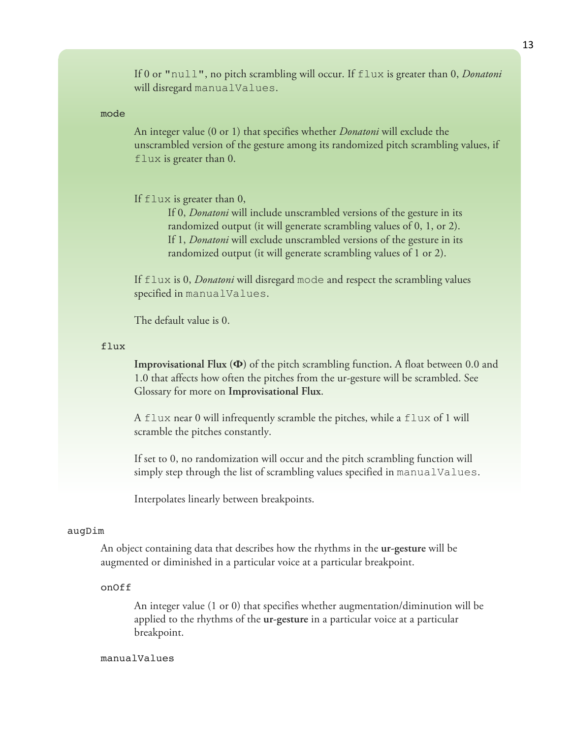If 0 or `"null"`, no pitch scrambling will occur. If `flux` is greater than 0, *Donatoni* will disregard `manualValues`.

`mode`

An integer value (0 or 1) that specifies whether *Donatoni* will exclude the unscrambled version of the gesture among its randomized pitch scrambling values, if `flux` is greater than 0.

If `flux` is greater than 0,

> If 0, *Donatoni* will include unscrambled versions of the gesture in its randomized output (it will generate scrambling values of 0, 1, or 2).
> If 1, *Donatoni* will exclude unscrambled versions of the gesture in its randomized output (it will generate scrambling values of 1 or 2).

If `flux` is 0, *Donatoni* will disregard `mode` and respect the scrambling values specified in `manualValues`.

The default value is 0.

`flux`

**Improvisational Flux (Φ)** of the pitch scrambling function**.** A float between 0.0 and 1.0 that affects how often the pitches from the ur-gesture will be scrambled. See Glossary for more on **Improvisational Flux**.

A `flux` near 0 will infrequently scramble the pitches, while a `flux` of 1 will scramble the pitches constantly.

If set to 0, no randomization will occur and the pitch scrambling function will simply step through the list of scrambling values specified in `manualValues`.

Interpolates linearly between breakpoints.

`augDim`

An object containing data that describes how the rhythms in the **ur-gesture** will be augmented or diminished in a particular voice at a particular breakpoint.

`onOff`

An integer value (1 or 0) that specifies whether augmentation/diminution will be applied to the rhythms of the **ur-gesture** in a particular voice at a particular breakpoint.

`manualValues`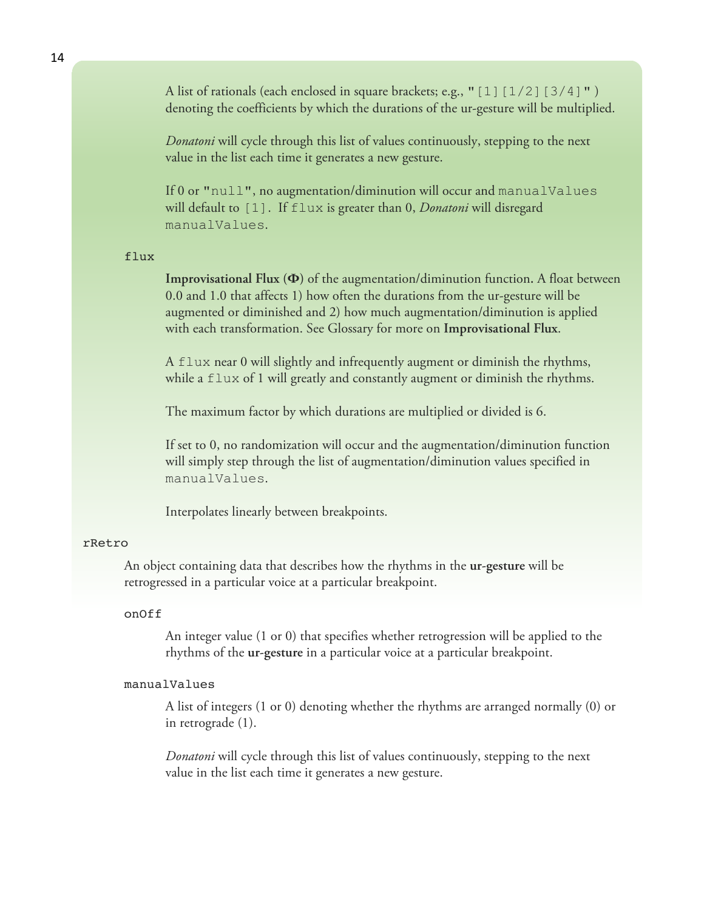A list of rationals (each enclosed in square brackets; e.g., `"[1][1/2][3/4]"`) denoting the coefficients by which the durations of the ur-gesture will be multiplied.

*Donatoni* will cycle through this list of values continuously, stepping to the next value in the list each time it generates a new gesture.

If 0 or `"null"`, no augmentation/diminution will occur and `manualValues` will default to `[1]`. If `flux` is greater than 0, *Donatoni* will disregard `manualValues`.

`flux`

**Improvisational Flux (Φ)** of the augmentation/diminution function. A float between 0.0 and 1.0 that affects 1) how often the durations from the ur-gesture will be augmented or diminished and 2) how much augmentation/diminution is applied with each transformation. See Glossary for more on **Improvisational Flux**.

A `flux` near 0 will slightly and infrequently augment or diminish the rhythms, while a `flux` of 1 will greatly and constantly augment or diminish the rhythms.

The maximum factor by which durations are multiplied or divided is 6.

If set to 0, no randomization will occur and the augmentation/diminution function will simply step through the list of augmentation/diminution values specified in `manualValues`.

Interpolates linearly between breakpoints.

`rRetro`

An object containing data that describes how the rhythms in the **ur-gesture** will be retrogressed in a particular voice at a particular breakpoint.

`onOff`

An integer value (1 or 0) that specifies whether retrogression will be applied to the rhythms of the **ur-gesture** in a particular voice at a particular breakpoint.

`manualValues`

A list of integers (1 or 0) denoting whether the rhythms are arranged normally (0) or in retrograde (1).

*Donatoni* will cycle through this list of values continuously, stepping to the next value in the list each time it generates a new gesture.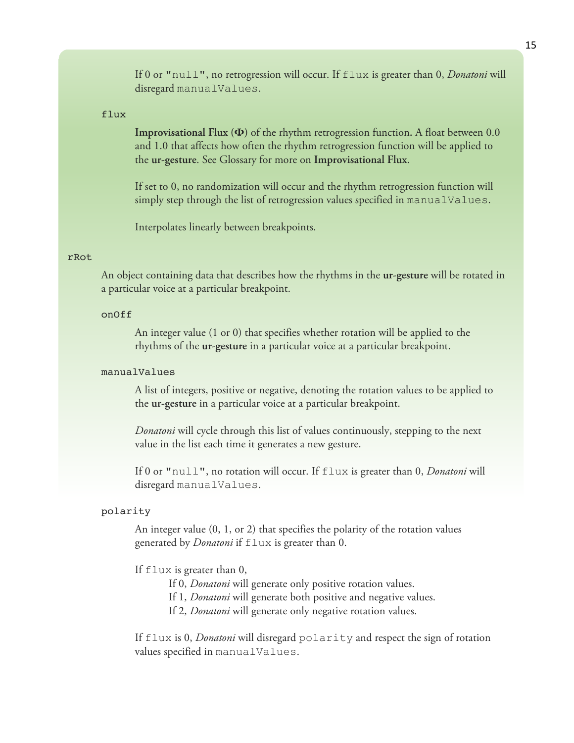If 0 or `"null"`, no retrogression will occur. If `flux` is greater than 0, *Donatoni* will disregard `manualValues`.

`flux`

**Improvisational Flux (Φ)** of the rhythm retrogression function. A float between 0.0 and 1.0 that affects how often the rhythm retrogression function will be applied to the **ur-gesture**. See Glossary for more on **Improvisational Flux**.

If set to 0, no randomization will occur and the rhythm retrogression function will simply step through the list of retrogression values specified in `manualValues`.

Interpolates linearly between breakpoints.

`rRot`

An object containing data that describes how the rhythms in the **ur-gesture** will be rotated in a particular voice at a particular breakpoint.

`onOff`

An integer value (1 or 0) that specifies whether rotation will be applied to the rhythms of the **ur-gesture** in a particular voice at a particular breakpoint.

`manualValues`

A list of integers, positive or negative, denoting the rotation values to be applied to the **ur-gesture** in a particular voice at a particular breakpoint.

*Donatoni* will cycle through this list of values continuously, stepping to the next value in the list each time it generates a new gesture.

If 0 or `"null"`, no rotation will occur. If `flux` is greater than 0, *Donatoni* will disregard `manualValues`.

`polarity`

An integer value (0, 1, or 2) that specifies the polarity of the rotation values generated by *Donatoni* if `flux` is greater than 0.

If `flux` is greater than 0,

- If 0, *Donatoni* will generate only positive rotation values.
- If 1, *Donatoni* will generate both positive and negative values.
- If 2, *Donatoni* will generate only negative rotation values.

If `flux` is 0, *Donatoni* will disregard `polarity` and respect the sign of rotation values specified in `manualValues`.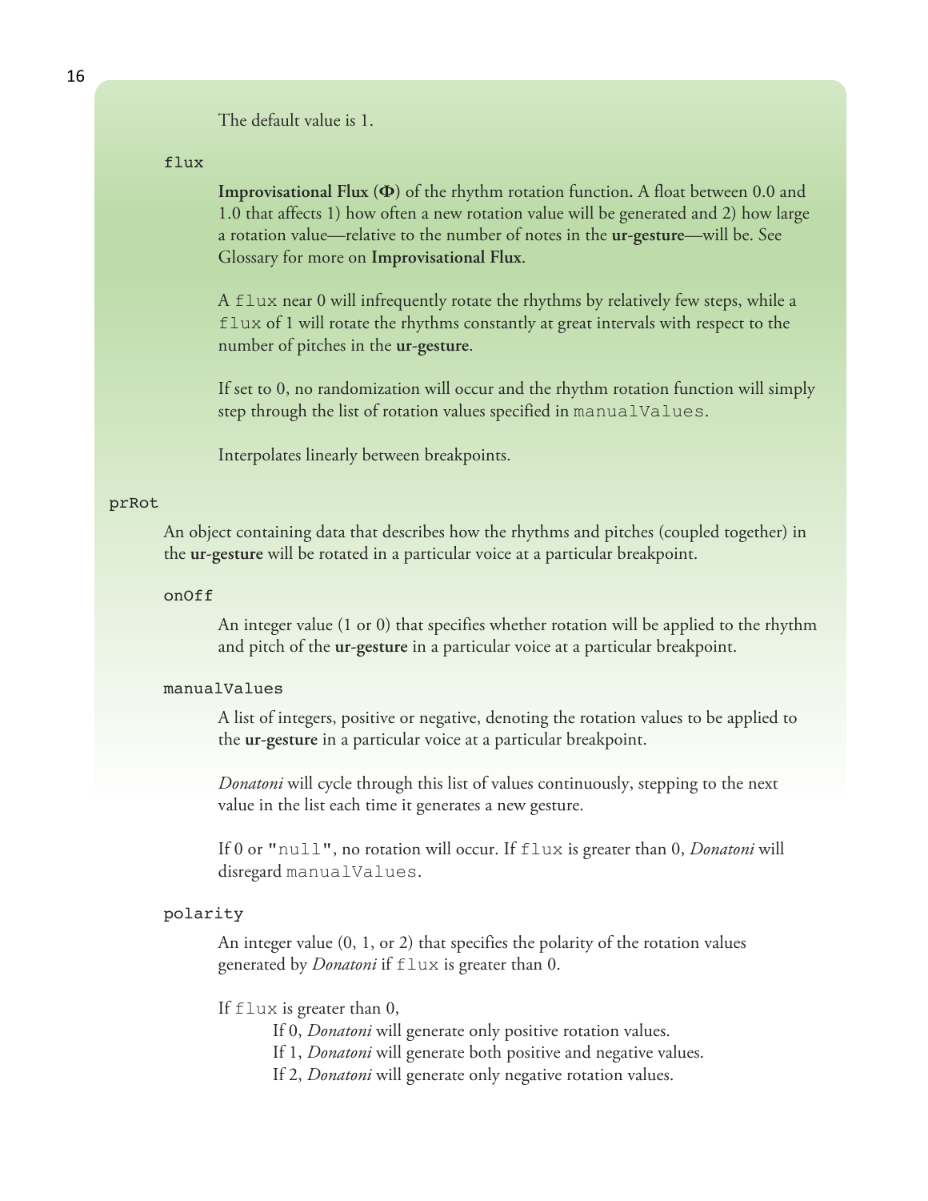The default value is 1.

`flux`

**Improvisational Flux (Φ)** of the rhythm rotation function. A float between 0.0 and 1.0 that affects 1) how often a new rotation value will be generated and 2) how large a rotation value—relative to the number of notes in the **ur-gesture**—will be. See Glossary for more on **Improvisational Flux**.

A `flux` near 0 will infrequently rotate the rhythms by relatively few steps, while a `flux` of 1 will rotate the rhythms constantly at great intervals with respect to the number of pitches in the **ur-gesture**.

If set to 0, no randomization will occur and the rhythm rotation function will simply step through the list of rotation values specified in `manualValues`.

Interpolates linearly between breakpoints.

`prRot`

An object containing data that describes how the rhythms and pitches (coupled together) in the **ur-gesture** will be rotated in a particular voice at a particular breakpoint.

`onOff`

An integer value (1 or 0) that specifies whether rotation will be applied to the rhythm and pitch of the **ur-gesture** in a particular voice at a particular breakpoint.

`manualValues`

A list of integers, positive or negative, denoting the rotation values to be applied to the **ur-gesture** in a particular voice at a particular breakpoint.

*Donatoni* will cycle through this list of values continuously, stepping to the next value in the list each time it generates a new gesture.

If 0 or `"null"`, no rotation will occur. If `flux` is greater than 0, *Donatoni* will disregard `manualValues`.

`polarity`

An integer value (0, 1, or 2) that specifies the polarity of the rotation values generated by *Donatoni* if `flux` is greater than 0.

If `flux` is greater than 0,

- If 0, *Donatoni* will generate only positive rotation values.
- If 1, *Donatoni* will generate both positive and negative values.
- If 2, *Donatoni* will generate only negative rotation values.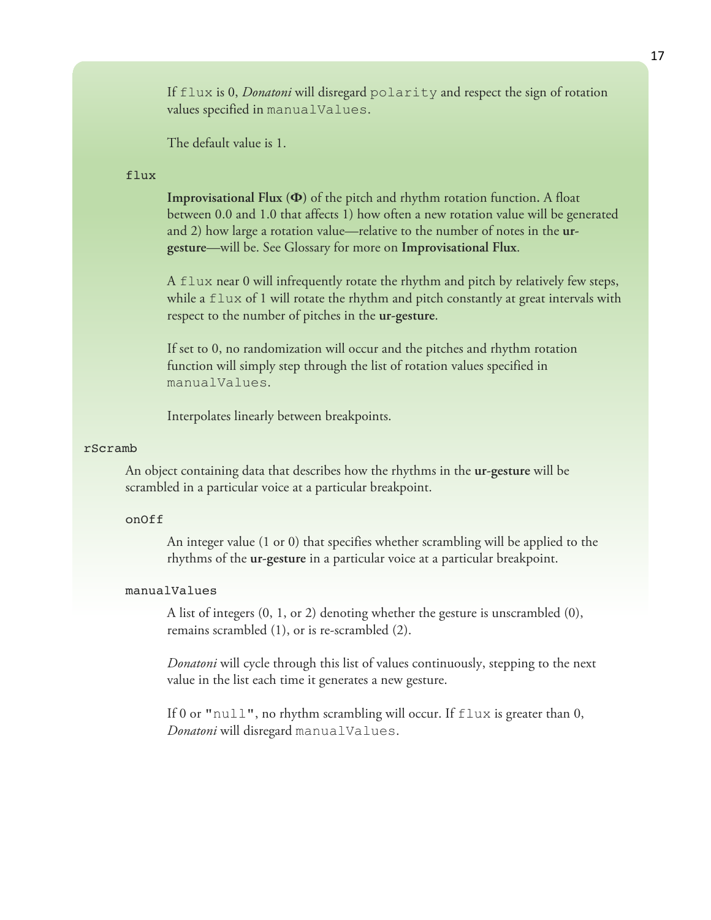If `flux` is 0, *Donatoni* will disregard `polarity` and respect the sign of rotation values specified in `manualValues`.

The default value is 1.

`flux`

**Improvisational Flux (Φ)** of the pitch and rhythm rotation function**.** A float between 0.0 and 1.0 that affects 1) how often a new rotation value will be generated and 2) how large a rotation value—relative to the number of notes in the **ur-gesture**—will be. See Glossary for more on **Improvisational Flux**.

A `flux` near 0 will infrequently rotate the rhythm and pitch by relatively few steps, while a `flux` of 1 will rotate the rhythm and pitch constantly at great intervals with respect to the number of pitches in the **ur-gesture**.

If set to 0, no randomization will occur and the pitches and rhythm rotation function will simply step through the list of rotation values specified in `manualValues`.

Interpolates linearly between breakpoints.

`rScramb`

An object containing data that describes how the rhythms in the **ur-gesture** will be scrambled in a particular voice at a particular breakpoint.

`onOff`

An integer value (1 or 0) that specifies whether scrambling will be applied to the rhythms of the **ur-gesture** in a particular voice at a particular breakpoint.

`manualValues`

A list of integers (0, 1, or 2) denoting whether the gesture is unscrambled (0), remains scrambled (1), or is re-scrambled (2).

*Donatoni* will cycle through this list of values continuously, stepping to the next value in the list each time it generates a new gesture.

If 0 or `"null"`, no rhythm scrambling will occur. If `flux` is greater than 0, *Donatoni* will disregard `manualValues`.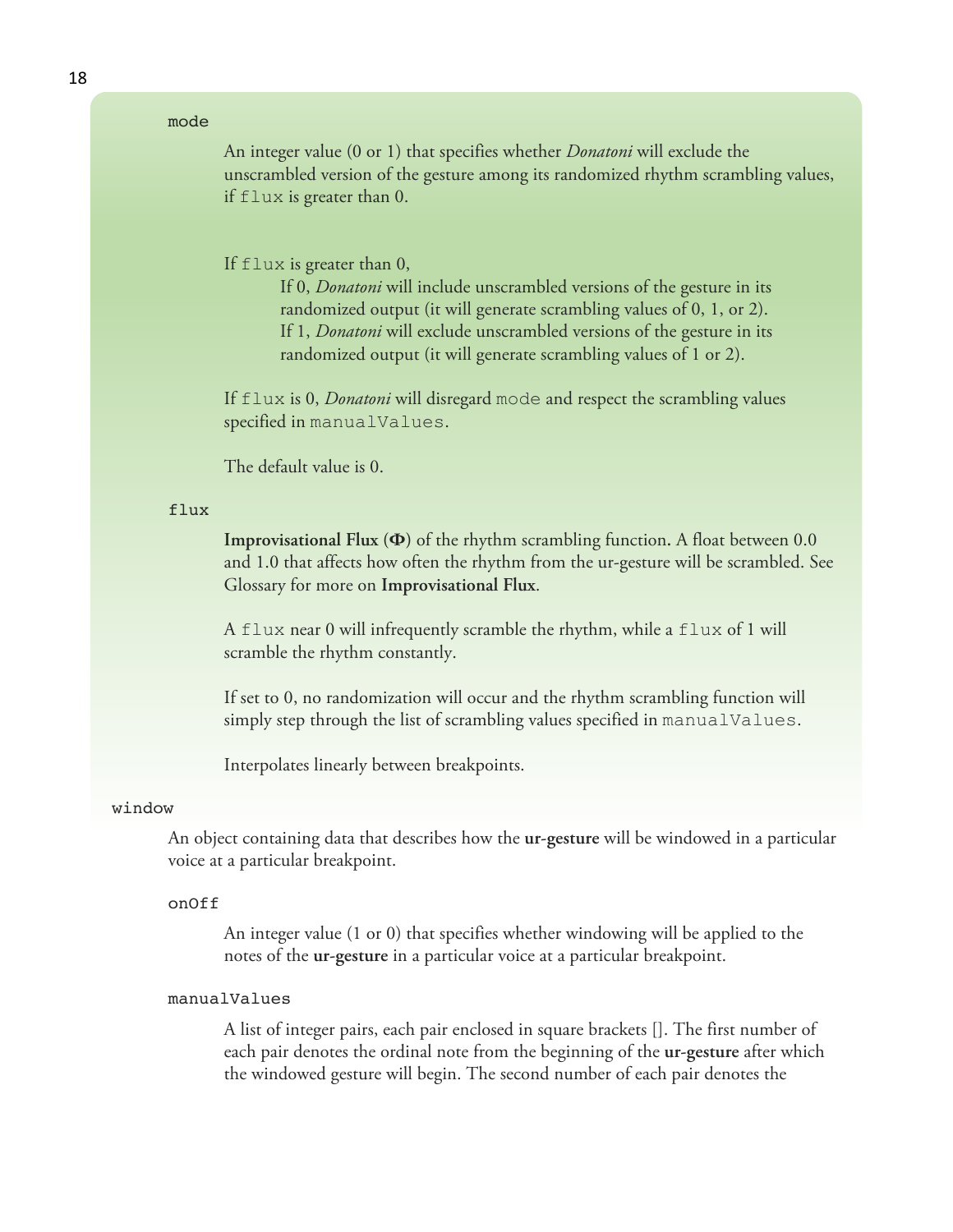`mode`

An integer value (0 or 1) that specifies whether *Donatoni* will exclude the unscrambled version of the gesture among its randomized rhythm scrambling values, if `flux` is greater than 0.

If `flux` is greater than 0,

If 0, *Donatoni* will include unscrambled versions of the gesture in its randomized output (it will generate scrambling values of 0, 1, or 2).
If 1, *Donatoni* will exclude unscrambled versions of the gesture in its randomized output (it will generate scrambling values of 1 or 2).

If `flux` is 0, *Donatoni* will disregard `mode` and respect the scrambling values specified in `manualValues`.

The default value is 0.

`flux`

**Improvisational Flux (Φ)** of the rhythm scrambling function. A float between 0.0 and 1.0 that affects how often the rhythm from the ur-gesture will be scrambled. See Glossary for more on **Improvisational Flux**.

A `flux` near 0 will infrequently scramble the rhythm, while a `flux` of 1 will scramble the rhythm constantly.

If set to 0, no randomization will occur and the rhythm scrambling function will simply step through the list of scrambling values specified in `manualValues`.

Interpolates linearly between breakpoints.

`window`

An object containing data that describes how the **ur-gesture** will be windowed in a particular voice at a particular breakpoint.

`onOff`

An integer value (1 or 0) that specifies whether windowing will be applied to the notes of the **ur-gesture** in a particular voice at a particular breakpoint.

`manualValues`

A list of integer pairs, each pair enclosed in square brackets []. The first number of each pair denotes the ordinal note from the beginning of the **ur-gesture** after which the windowed gesture will begin. The second number of each pair denotes the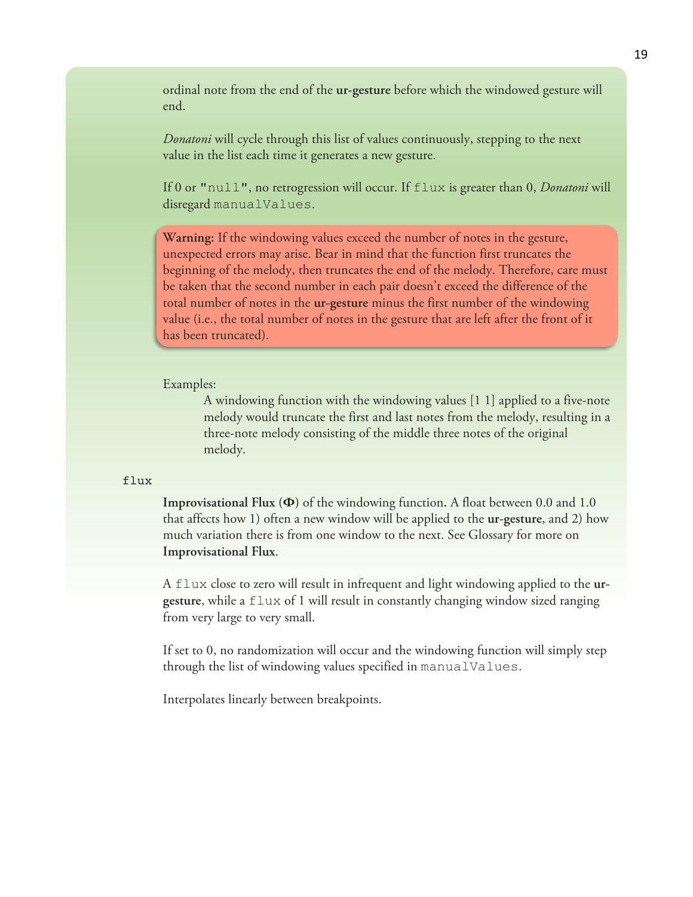ordinal note from the end of the **ur-gesture** before which the windowed gesture will end.

*Donatoni* will cycle through this list of values continuously, stepping to the next value in the list each time it generates a new gesture.

If 0 or `"null"`, no retrogression will occur. If `flux` is greater than 0, *Donatoni* will disregard `manualValues`.

> **Warning:** If the windowing values exceed the number of notes in the gesture, unexpected errors may arise. Bear in mind that the function first truncates the beginning of the melody, then truncates the end of the melody. Therefore, care must be taken that the second number in each pair doesn't exceed the difference of the total number of notes in the **ur-gesture** minus the first number of the windowing value (i.e., the total number of notes in the gesture that are left after the front of it has been truncated).

Examples:

A windowing function with the windowing values [1 1] applied to a five-note melody would truncate the first and last notes from the melody, resulting in a three-note melody consisting of the middle three notes of the original melody.

`flux`

**Improvisational Flux** (**Φ**) of the windowing function. A float between 0.0 and 1.0 that affects how 1) often a new window will be applied to the **ur-gesture**, and 2) how much variation there is from one window to the next. See Glossary for more on **Improvisational Flux**.

A `flux` close to zero will result in infrequent and light windowing applied to the **ur-gesture**, while a `flux` of 1 will result in constantly changing window sized ranging from very large to very small.

If set to 0, no randomization will occur and the windowing function will simply step through the list of windowing values specified in `manualValues`.

Interpolates linearly between breakpoints.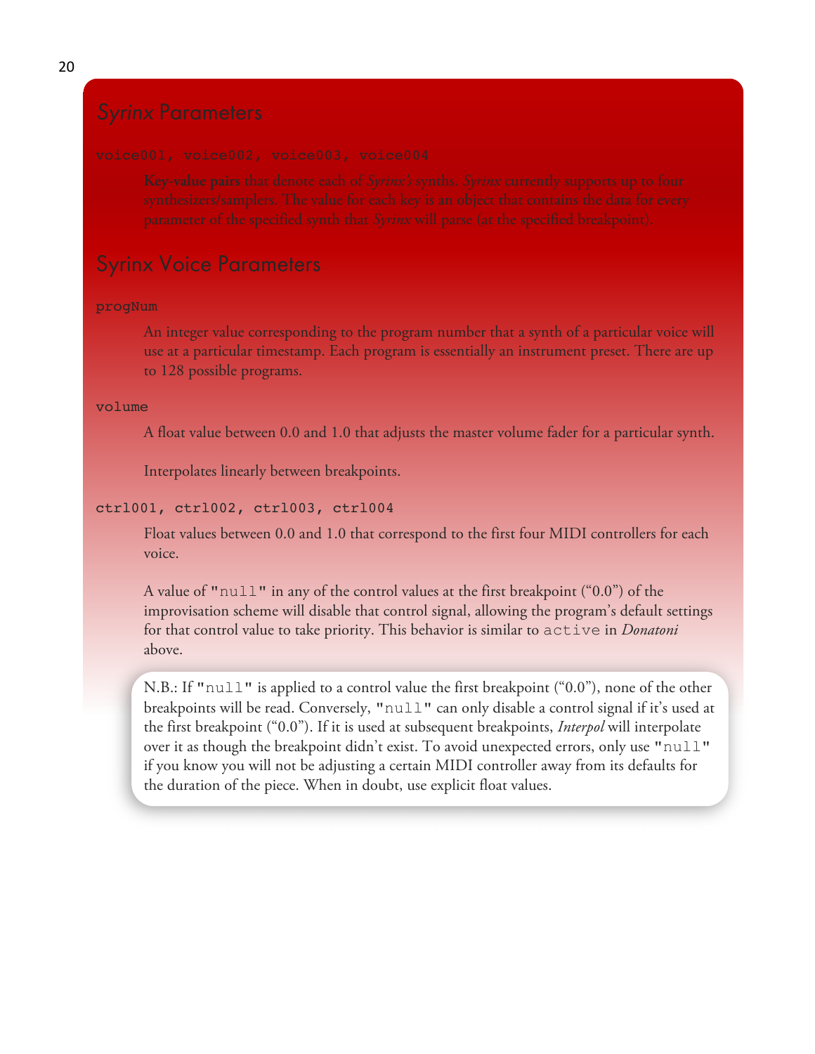## *Syrinx* Parameters

`voice001, voice002, voice003, voice004`

> **Key-value pairs** that denote each of *Syrinx's* synths. *Syrinx* currently supports up to four synthesizers/samplers. The value for each key is an object that contains the data for every parameter of the specified synth that *Syrinx* will parse (at the specified breakpoint).

## Syrinx Voice Parameters

`progNum`

> An integer value corresponding to the program number that a synth of a particular voice will use at a particular timestamp. Each program is essentially an instrument preset. There are up to 128 possible programs.

`volume`

> A float value between 0.0 and 1.0 that adjusts the master volume fader for a particular synth.
>
> Interpolates linearly between breakpoints.

`ctrl001, ctrl002, ctrl003, ctrl004`

> Float values between 0.0 and 1.0 that correspond to the first four MIDI controllers for each voice.
>
> A value of `"null"` in any of the control values at the first breakpoint ("0.0") of the improvisation scheme will disable that control signal, allowing the program's default settings for that control value to take priority. This behavior is similar to `active` in *Donatoni* above.

> N.B.: If `"null"` is applied to a control value the first breakpoint ("0.0"), none of the other breakpoints will be read. Conversely, `"null"` can only disable a control signal if it's used at the first breakpoint ("0.0"). If it is used at subsequent breakpoints, *Interpol* will interpolate over it as though the breakpoint didn't exist. To avoid unexpected errors, only use `"null"` if you know you will not be adjusting a certain MIDI controller away from its defaults for the duration of the piece. When in doubt, use explicit float values.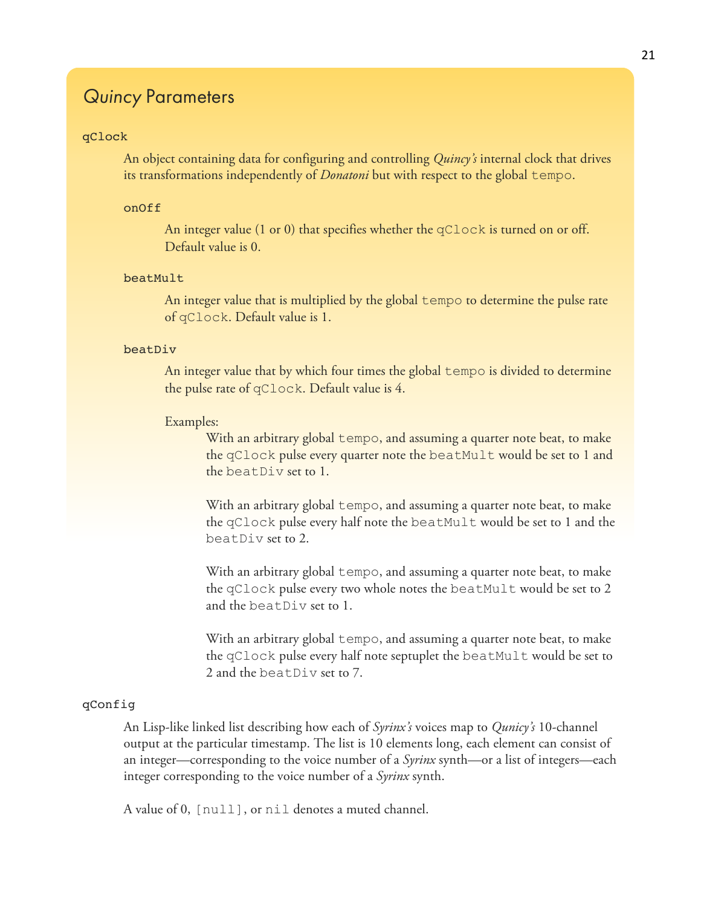## *Quincy* Parameters

`qClock`

An object containing data for configuring and controlling *Quincy's* internal clock that drives its transformations independently of *Donatoni* but with respect to the global `tempo`.

`onOff`

An integer value (1 or 0) that specifies whether the `qClock` is turned on or off. Default value is 0.

`beatMult`

An integer value that is multiplied by the global `tempo` to determine the pulse rate of `qClock`. Default value is 1.

`beatDiv`

An integer value that by which four times the global `tempo` is divided to determine the pulse rate of `qClock`. Default value is 4.

Examples:

With an arbitrary global `tempo`, and assuming a quarter note beat, to make the `qClock` pulse every quarter note the `beatMult` would be set to 1 and the `beatDiv` set to 1.

With an arbitrary global `tempo`, and assuming a quarter note beat, to make the `qClock` pulse every half note the `beatMult` would be set to 1 and the `beatDiv` set to 2.

With an arbitrary global `tempo`, and assuming a quarter note beat, to make the `qClock` pulse every two whole notes the `beatMult` would be set to 2 and the `beatDiv` set to 1.

With an arbitrary global `tempo`, and assuming a quarter note beat, to make the `qClock` pulse every half note septuplet the `beatMult` would be set to 2 and the `beatDiv` set to 7.

`qConfig`

An Lisp-like linked list describing how each of *Syrinx's* voices map to *Qunicy's* 10-channel output at the particular timestamp. The list is 10 elements long, each element can consist of an integer—corresponding to the voice number of a *Syrinx* synth—or a list of integers—each integer corresponding to the voice number of a *Syrinx* synth.

A value of 0, `[null]`, or `nil` denotes a muted channel.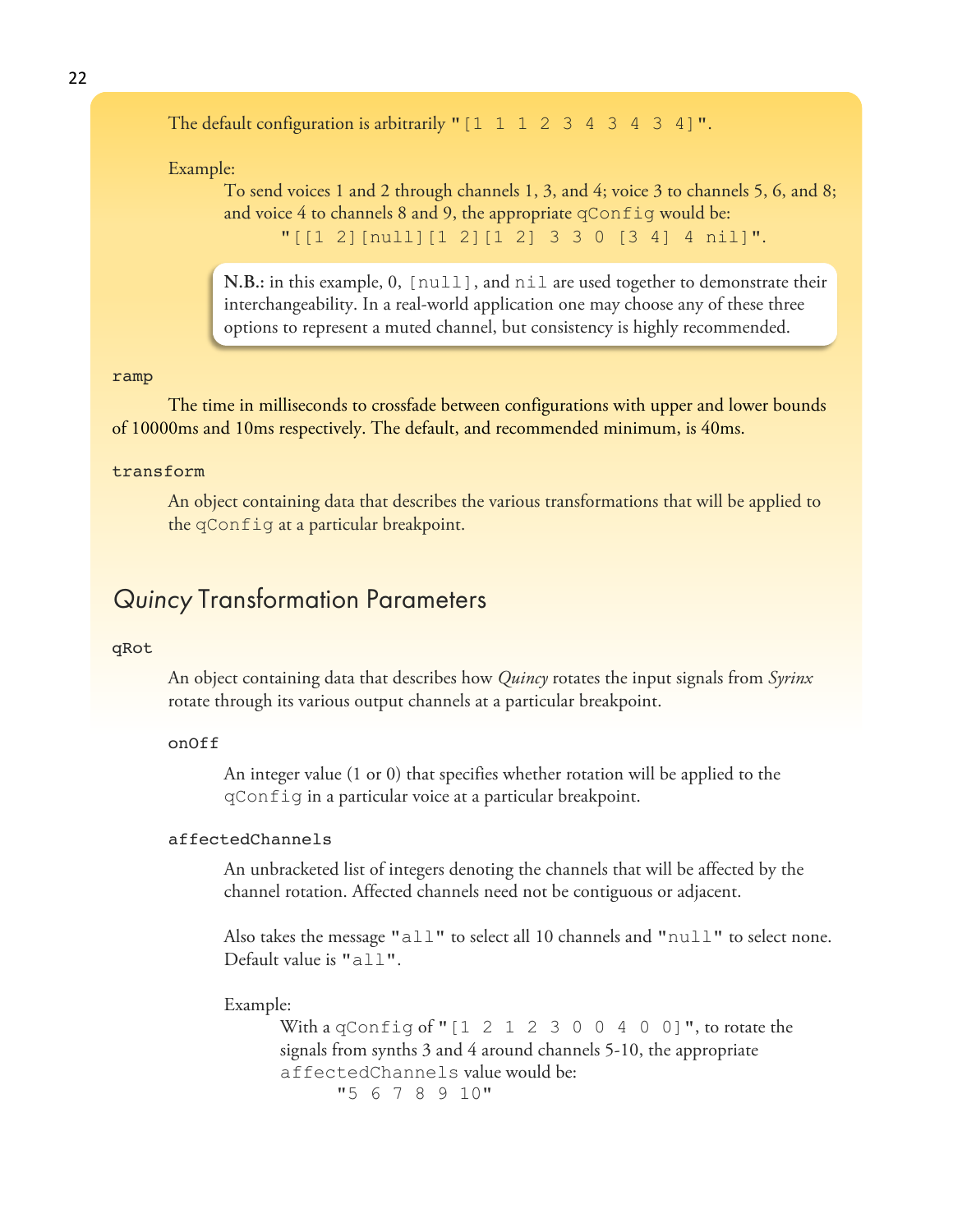The default configuration is arbitrarily "`[1 1 1 2 3 4 3 4 3 4]`".

Example:

To send voices 1 and 2 through channels 1, 3, and 4; voice 3 to channels 5, 6, and 8; and voice 4 to channels 8 and 9, the appropriate `qConfig` would be:

"`[[1 2][null][1 2][1 2] 3 3 0 [3 4] 4 nil]`".

> **N.B.:** in this example, 0, `[null]`, and `nil` are used together to demonstrate their interchangeability. In a real-world application one may choose any of these three options to represent a muted channel, but consistency is highly recommended.

`ramp`

The time in milliseconds to crossfade between configurations with upper and lower bounds of 10000ms and 10ms respectively. The default, and recommended minimum, is 40ms.

`transform`

An object containing data that describes the various transformations that will be applied to the `qConfig` at a particular breakpoint.

## *Quincy* Transformation Parameters

`qRot`

An object containing data that describes how *Quincy* rotates the input signals from *Syrinx* rotate through its various output channels at a particular breakpoint.

`onOff`

An integer value (1 or 0) that specifies whether rotation will be applied to the `qConfig` in a particular voice at a particular breakpoint.

`affectedChannels`

An unbracketed list of integers denoting the channels that will be affected by the channel rotation. Affected channels need not be contiguous or adjacent.

Also takes the message "`all`" to select all 10 channels and "`null`" to select none. Default value is "`all`".

Example:

With a `qConfig` of "`[1 2 1 2 3 0 0 4 0 0]`", to rotate the signals from synths 3 and 4 around channels 5-10, the appropriate `affectedChannels` value would be:

"`5 6 7 8 9 10`"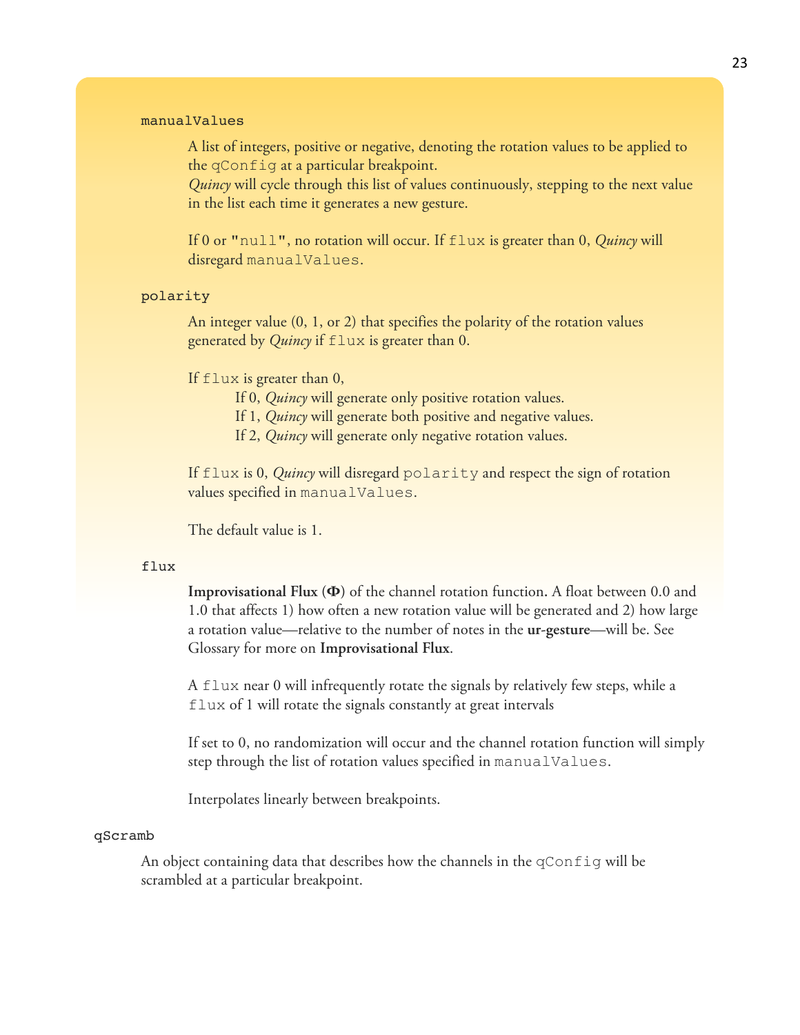`manualValues`

A list of integers, positive or negative, denoting the rotation values to be applied to the `qConfig` at a particular breakpoint.
*Quincy* will cycle through this list of values continuously, stepping to the next value in the list each time it generates a new gesture.

If 0 or `"null"`, no rotation will occur. If `flux` is greater than 0, *Quincy* will disregard `manualValues`.

`polarity`

An integer value (0, 1, or 2) that specifies the polarity of the rotation values generated by *Quincy* if `flux` is greater than 0.

If `flux` is greater than 0,

- If 0, *Quincy* will generate only positive rotation values.
- If 1, *Quincy* will generate both positive and negative values.
- If 2, *Quincy* will generate only negative rotation values.

If `flux` is 0, *Quincy* will disregard `polarity` and respect the sign of rotation values specified in `manualValues`.

The default value is 1.

`flux`

**Improvisational Flux (Φ)** of the channel rotation function. A float between 0.0 and 1.0 that affects 1) how often a new rotation value will be generated and 2) how large a rotation value—relative to the number of notes in the **ur-gesture**—will be. See Glossary for more on **Improvisational Flux**.

A `flux` near 0 will infrequently rotate the signals by relatively few steps, while a `flux` of 1 will rotate the signals constantly at great intervals

If set to 0, no randomization will occur and the channel rotation function will simply step through the list of rotation values specified in `manualValues`.

Interpolates linearly between breakpoints.

`qScramb`

An object containing data that describes how the channels in the `qConfig` will be scrambled at a particular breakpoint.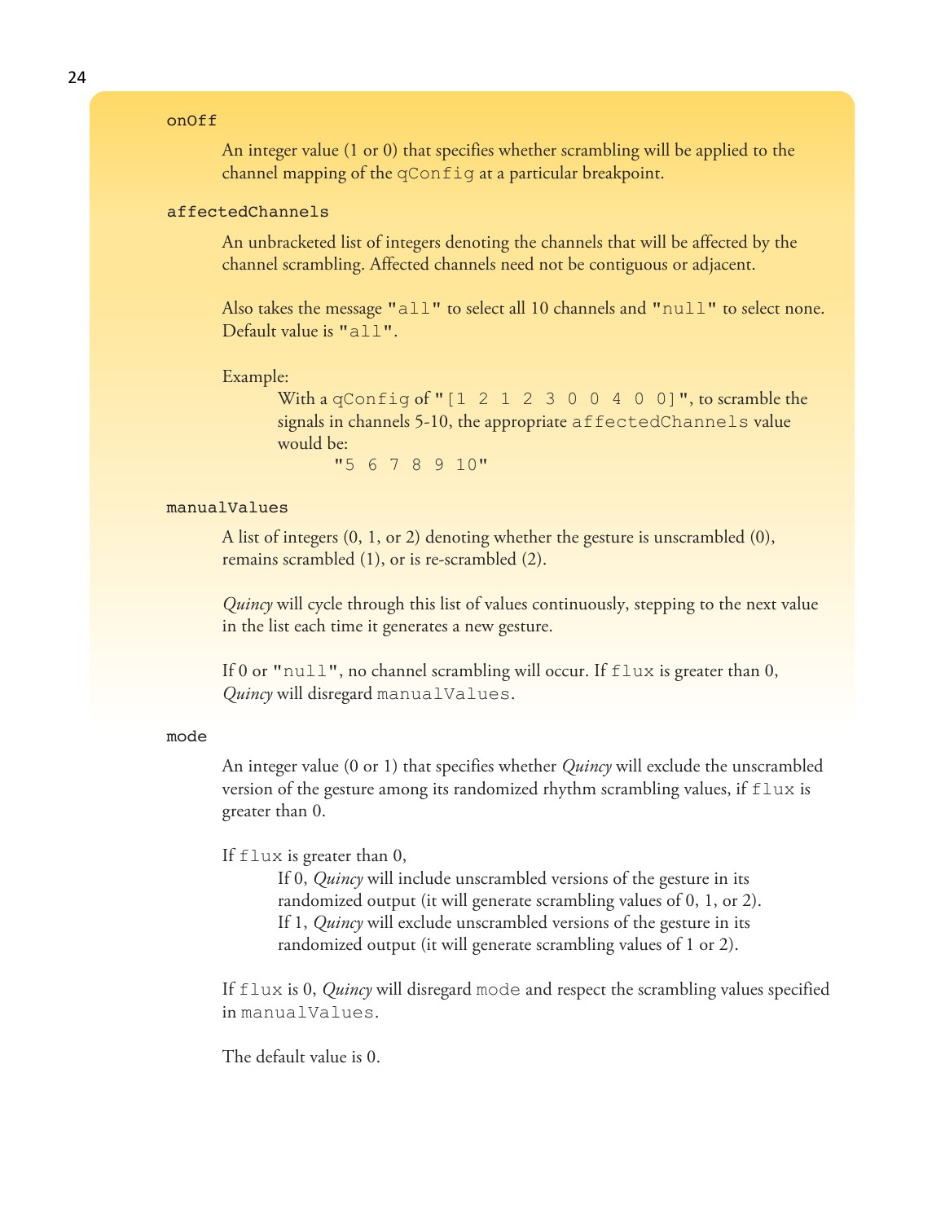`onOff`

An integer value (1 or 0) that specifies whether scrambling will be applied to the channel mapping of the `qConfig` at a particular breakpoint.

`affectedChannels`

An unbracketed list of integers denoting the channels that will be affected by the channel scrambling. Affected channels need not be contiguous or adjacent.

Also takes the message "`all`" to select all 10 channels and "`null`" to select none. Default value is "`all`".

Example:

With a `qConfig` of "`[1 2 1 2 3 0 0 4 0 0]`", to scramble the signals in channels 5-10, the appropriate `affectedChannels` value would be:

"`5 6 7 8 9 10`"

`manualValues`

A list of integers (0, 1, or 2) denoting whether the gesture is unscrambled (0), remains scrambled (1), or is re-scrambled (2).

*Quincy* will cycle through this list of values continuously, stepping to the next value in the list each time it generates a new gesture.

If 0 or "`null`", no channel scrambling will occur. If `flux` is greater than 0, *Quincy* will disregard `manualValues`.

`mode`

An integer value (0 or 1) that specifies whether *Quincy* will exclude the unscrambled version of the gesture among its randomized rhythm scrambling values, if `flux` is greater than 0.

If `flux` is greater than 0,

If 0, *Quincy* will include unscrambled versions of the gesture in its randomized output (it will generate scrambling values of 0, 1, or 2).
If 1, *Quincy* will exclude unscrambled versions of the gesture in its randomized output (it will generate scrambling values of 1 or 2).

If `flux` is 0, *Quincy* will disregard `mode` and respect the scrambling values specified in `manualValues`.

The default value is 0.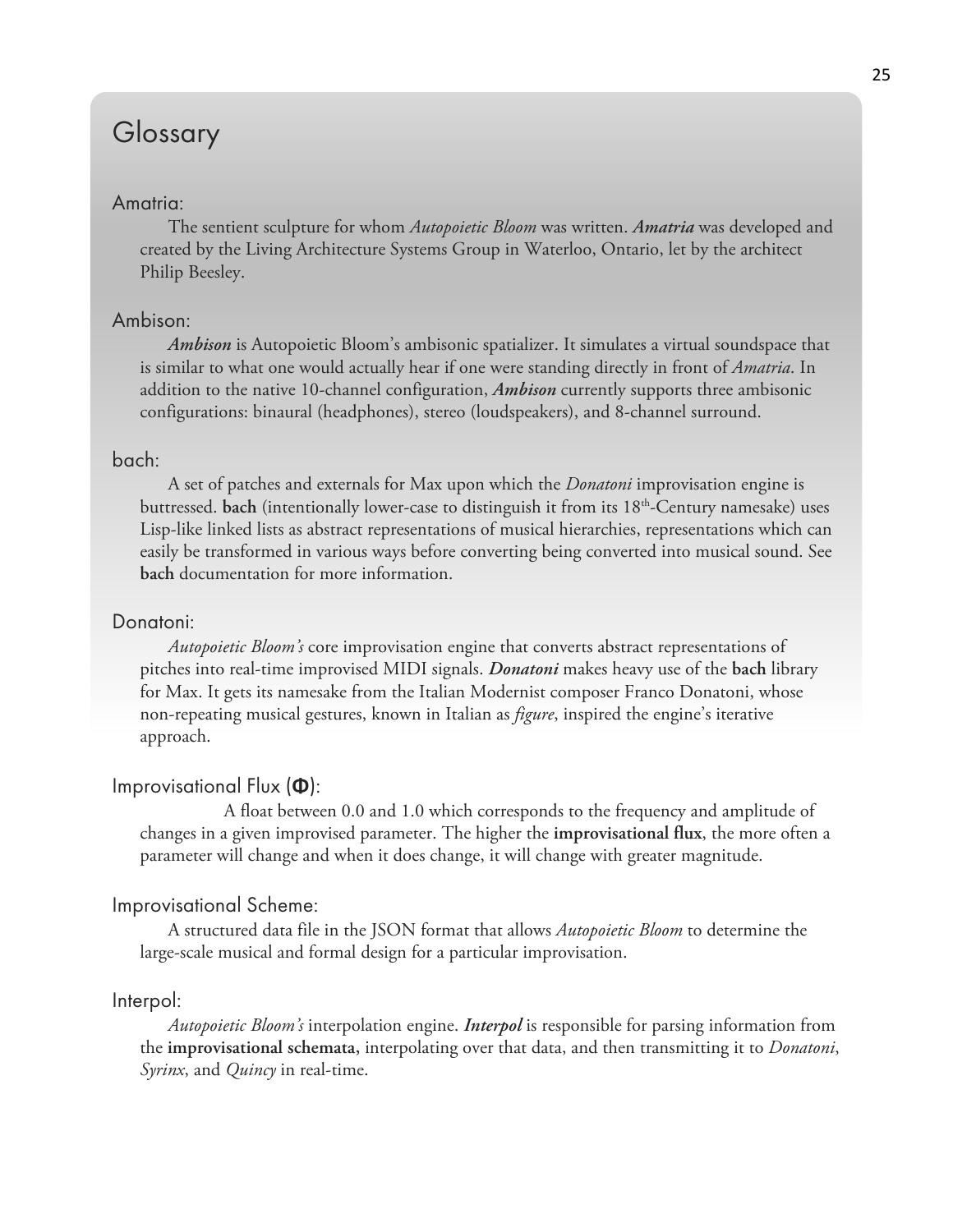# Glossary

## Amatria:

The sentient sculpture for whom *Autopoietic Bloom* was written. ***Amatria*** was developed and created by the Living Architecture Systems Group in Waterloo, Ontario, let by the architect Philip Beesley.

## Ambison:

***Ambison*** is Autopoietic Bloom's ambisonic spatializer. It simulates a virtual soundspace that is similar to what one would actually hear if one were standing directly in front of *Amatria*. In addition to the native 10-channel configuration, ***Ambison*** currently supports three ambisonic configurations: binaural (headphones), stereo (loudspeakers), and 8-channel surround.

## bach:

A set of patches and externals for Max upon which the *Donatoni* improvisation engine is buttressed. **bach** (intentionally lower-case to distinguish it from its 18th-Century namesake) uses Lisp-like linked lists as abstract representations of musical hierarchies, representations which can easily be transformed in various ways before converting being converted into musical sound. See **bach** documentation for more information.

## Donatoni:

*Autopoietic Bloom's* core improvisation engine that converts abstract representations of pitches into real-time improvised MIDI signals. ***Donatoni*** makes heavy use of the **bach** library for Max. It gets its namesake from the Italian Modernist composer Franco Donatoni, whose non-repeating musical gestures, known in Italian as *figure*, inspired the engine's iterative approach.

## Improvisational Flux (**Φ**):

A float between 0.0 and 1.0 which corresponds to the frequency and amplitude of changes in a given improvised parameter. The higher the **improvisational flux**, the more often a parameter will change and when it does change, it will change with greater magnitude.

## Improvisational Scheme:

A structured data file in the JSON format that allows *Autopoietic Bloom* to determine the large-scale musical and formal design for a particular improvisation.

## Interpol:

*Autopoietic Bloom's* interpolation engine. ***Interpol*** is responsible for parsing information from the **improvisational schemata,** interpolating over that data, and then transmitting it to *Donatoni*, *Syrinx*, and *Quincy* in real-time.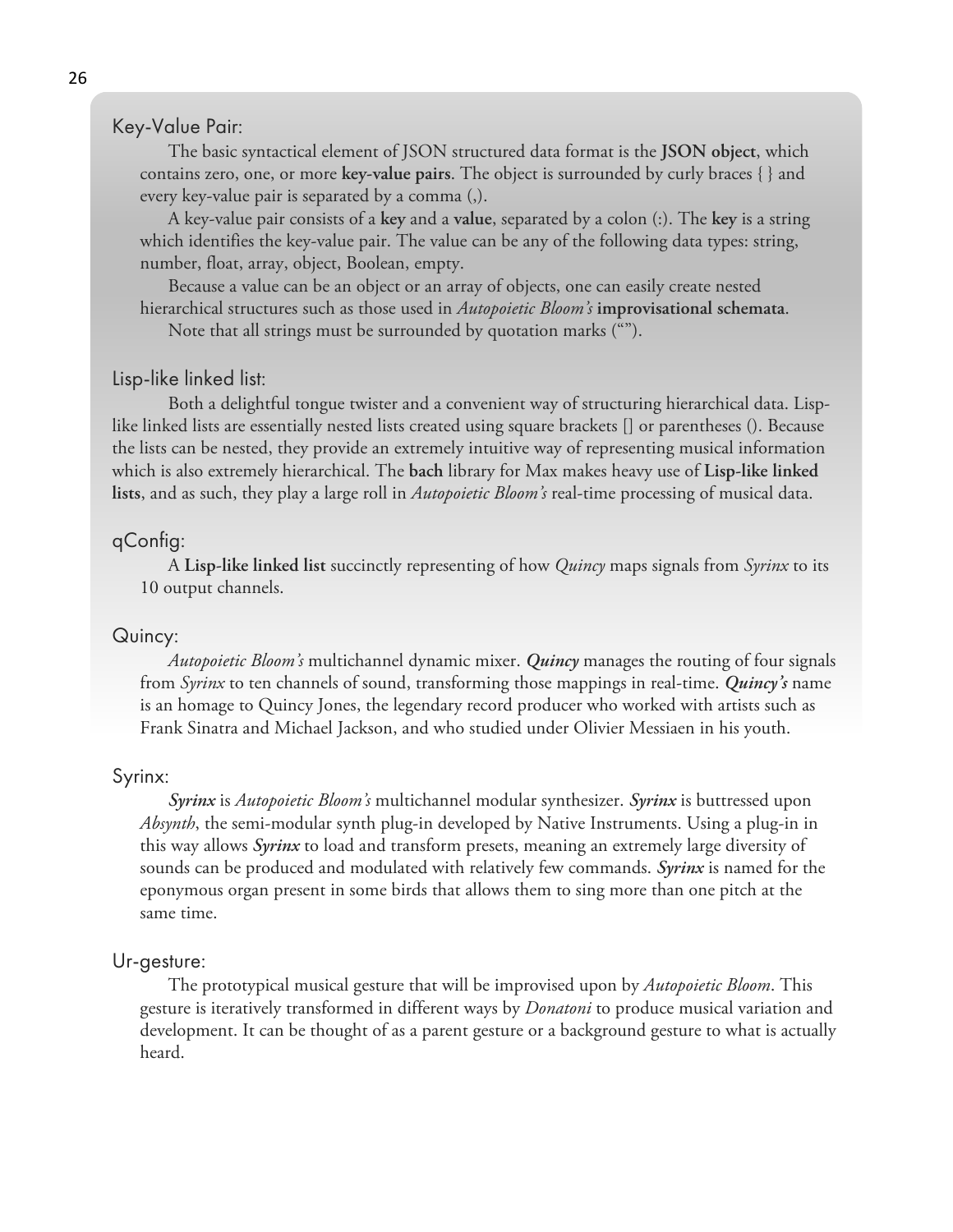### Key-Value Pair:

The basic syntactical element of JSON structured data format is the **JSON object**, which contains zero, one, or more **key-value pairs**. The object is surrounded by curly braces { } and every key-value pair is separated by a comma (,).

A key-value pair consists of a **key** and a **value**, separated by a colon (:). The **key** is a string which identifies the key-value pair. The value can be any of the following data types: string, number, float, array, object, Boolean, empty.

Because a value can be an object or an array of objects, one can easily create nested hierarchical structures such as those used in *Autopoietic Bloom's* **improvisational schemata**.

Note that all strings must be surrounded by quotation marks ("").

### Lisp-like linked list:

Both a delightful tongue twister and a convenient way of structuring hierarchical data. Lisp-like linked lists are essentially nested lists created using square brackets [] or parentheses (). Because the lists can be nested, they provide an extremely intuitive way of representing musical information which is also extremely hierarchical. The **bach** library for Max makes heavy use of **Lisp-like linked lists**, and as such, they play a large roll in *Autopoietic Bloom's* real-time processing of musical data.

### qConfig:

A **Lisp-like linked list** succinctly representing of how *Quincy* maps signals from *Syrinx* to its 10 output channels.

### Quincy:

*Autopoietic Bloom's* multichannel dynamic mixer. ***Quincy*** manages the routing of four signals from *Syrinx* to ten channels of sound, transforming those mappings in real-time. ***Quincy's*** name is an homage to Quincy Jones, the legendary record producer who worked with artists such as Frank Sinatra and Michael Jackson, and who studied under Olivier Messiaen in his youth.

### Syrinx:

***Syrinx*** is *Autopoietic Bloom's* multichannel modular synthesizer. ***Syrinx*** is buttressed upon *Absynth*, the semi-modular synth plug-in developed by Native Instruments. Using a plug-in in this way allows ***Syrinx*** to load and transform presets, meaning an extremely large diversity of sounds can be produced and modulated with relatively few commands. ***Syrinx*** is named for the eponymous organ present in some birds that allows them to sing more than one pitch at the same time.

### Ur-gesture:

The prototypical musical gesture that will be improvised upon by *Autopoietic Bloom*. This gesture is iteratively transformed in different ways by *Donatoni* to produce musical variation and development. It can be thought of as a parent gesture or a background gesture to what is actually heard.